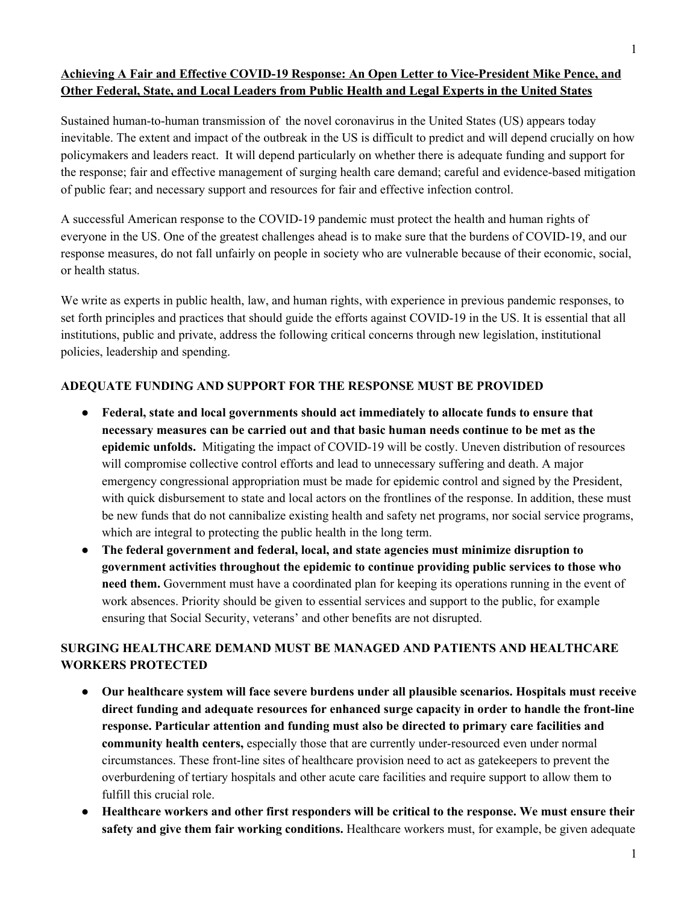**Achieving A Fair and Effective COVID-19 Response: An Open Letter to Vice-President Mike Pence, and Other Federal, State, and Local Leaders from Public Health and Legal Experts in the United States**

Sustained human-to-human transmission of  the novel coronavirus in the United States (US) appears today inevitable. The extent and impact of the outbreak in the US is difficult to predict and will depend crucially on how policymakers and leaders react.  It will depend particularly on whether there is adequate funding and support for the response; fair and effective management of surging health care demand; careful and evidence-based mitigation of public fear; and necessary support and resources for fair and effective infection control.

A successful American response to the COVID-19 pandemic must protect the health and human rights of everyone in the US. One of the greatest challenges ahead is to make sure that the burdens of COVID-19, and our response measures, do not fall unfairly on people in society who are vulnerable because of their economic, social, or health status.

We write as experts in public health, law, and human rights, with experience in previous pandemic responses, to set forth principles and practices that should guide the efforts against COVID-19 in the US. It is essential that all institutions, public and private, address the following critical concerns through new legislation, institutional policies, leadership and spending.

**ADEQUATE FUNDING AND SUPPORT FOR THE RESPONSE MUST BE PROVIDED**

- **Federal, state and local governments should act immediately to allocate funds to ensure that necessary measures can be carried out and that basic human needs continue to be met as the epidemic unfolds.** Mitigating the impact of COVID-19 will be costly. Uneven distribution of resources will compromise collective control efforts and lead to unnecessary suffering and death. A major emergency congressional appropriation must be made for epidemic control and signed by the President, with quick disbursement to state and local actors on the frontlines of the response. In addition, these must be new funds that do not cannibalize existing health and safety net programs, nor social service programs, which are integral to protecting the public health in the long term.
- **The federal government and federal, local, and state agencies must minimize disruption to government activities throughout the epidemic to continue providing public services to those who need them.** Government must have a coordinated plan for keeping its operations running in the event of work absences. Priority should be given to essential services and support to the public, for example ensuring that Social Security, veterans' and other benefits are not disrupted.

**SURGING HEALTHCARE DEMAND MUST BE MANAGED AND PATIENTS AND HEALTHCARE WORKERS PROTECTED**

- **Our healthcare system will face severe burdens under all plausible scenarios. Hospitals must receive direct funding and adequate resources for enhanced surge capacity in order to handle the front-line response. Particular attention and funding must also be directed to primary care facilities and community health centers,** especially those that are currently under-resourced even under normal circumstances. These front-line sites of healthcare provision need to act as gatekeepers to prevent the overburdening of tertiary hospitals and other acute care facilities and require support to allow them to fulfill this crucial role.
- **Healthcare workers and other first responders will be critical to the response. We must ensure their safety and give them fair working conditions.** Healthcare workers must, for example, be given adequate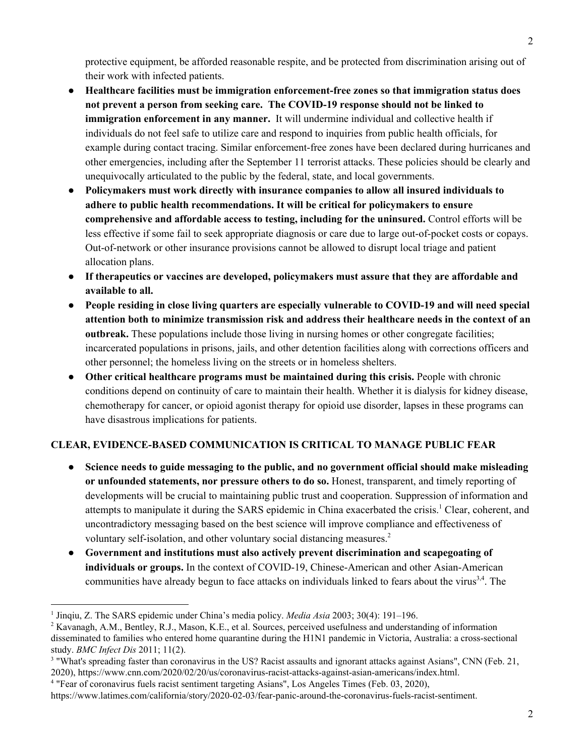protective equipment, be afforded reasonable respite, and be protected from discrimination arising out of their work with infected patients.

- **Healthcare facilities must be immigration enforcement-free zones so that immigration status does not prevent a person from seeking care. The COVID-19 response should not be linked to immigration enforcement in any manner.** It will undermine individual and collective health if individuals do not feel safe to utilize care and respond to inquiries from public health officials, for example during contact tracing. Similar enforcement-free zones have been declared during hurricanes and other emergencies, including after the September 11 terrorist attacks. These policies should be clearly and unequivocally articulated to the public by the federal, state, and local governments.
- **Policymakers must work directly with insurance companies to allow all insured individuals to adhere to public health recommendations. It will be critical for policymakers to ensure comprehensive and affordable access to testing, including for the uninsured.** Control efforts will be less effective if some fail to seek appropriate diagnosis or care due to large out-of-pocket costs or copays. Out-of-network or other insurance provisions cannot be allowed to disrupt local triage and patient allocation plans.
- **If therapeutics or vaccines are developed, policymakers must assure that they are affordable and available to all.**
- **People residing in close living quarters are especially vulnerable to COVID-19 and will need special attention both to minimize transmission risk and address their healthcare needs in the context of an outbreak.** These populations include those living in nursing homes or other congregate facilities; incarcerated populations in prisons, jails, and other detention facilities along with corrections officers and other personnel; the homeless living on the streets or in homeless shelters.
- **Other critical healthcare programs must be maintained during this crisis.** People with chronic conditions depend on continuity of care to maintain their health. Whether it is dialysis for kidney disease, chemotherapy for cancer, or opioid agonist therapy for opioid use disorder, lapses in these programs can have disastrous implications for patients.

## CLEAR, EVIDENCE-BASED COMMUNICATION IS CRITICAL TO MANAGE PUBLIC FEAR

- **Science needs to guide messaging to the public, and no government official should make misleading or unfounded statements, nor pressure others to do so.** Honest, transparent, and timely reporting of developments will be crucial to maintaining public trust and cooperation. Suppression of information and attempts to manipulate it during the SARS epidemic in China exacerbated the crisis.[1] Clear, coherent, and uncontradictory messaging based on the best science will improve compliance and effectiveness of voluntary self-isolation, and other voluntary social distancing measures.[2]
- **Government and institutions must also actively prevent discrimination and scapegoating of individuals or groups.** In the context of COVID-19, Chinese-American and other Asian-American communities have already begun to face attacks on individuals linked to fears about the virus[3,4]. The

---

[1] Jinqiu, Z. The SARS epidemic under China's media policy. *Media Asia* 2003; 30(4): 191–196.

[2] Kavanagh, A.M., Bentley, R.J., Mason, K.E., et al. Sources, perceived usefulness and understanding of information disseminated to families who entered home quarantine during the H1N1 pandemic in Victoria, Australia: a cross-sectional study. *BMC Infect Dis* 2011; 11(2).

[3] "What's spreading faster than coronavirus in the US? Racist assaults and ignorant attacks against Asians", CNN (Feb. 21, 2020), https://www.cnn.com/2020/02/20/us/coronavirus-racist-attacks-against-asian-americans/index.html.

[4] "Fear of coronavirus fuels racist sentiment targeting Asians", Los Angeles Times (Feb. 03, 2020), https://www.latimes.com/california/story/2020-02-03/fear-panic-around-the-coronavirus-fuels-racist-sentiment.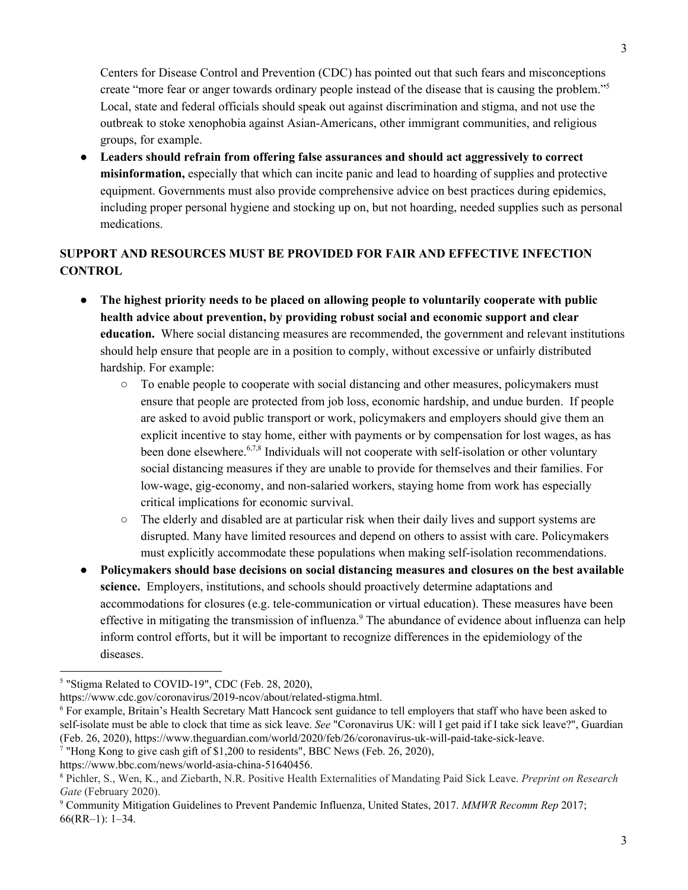Centers for Disease Control and Prevention (CDC) has pointed out that such fears and misconceptions create "more fear or anger towards ordinary people instead of the disease that is causing the problem."[5] Local, state and federal officials should speak out against discrimination and stigma, and not use the outbreak to stoke xenophobia against Asian-Americans, other immigrant communities, and religious groups, for example.

- **Leaders should refrain from offering false assurances and should act aggressively to correct misinformation,** especially that which can incite panic and lead to hoarding of supplies and protective equipment. Governments must also provide comprehensive advice on best practices during epidemics, including proper personal hygiene and stocking up on, but not hoarding, needed supplies such as personal medications.

## SUPPORT AND RESOURCES MUST BE PROVIDED FOR FAIR AND EFFECTIVE INFECTION CONTROL

- **The highest priority needs to be placed on allowing people to voluntarily cooperate with public health advice about prevention, by providing robust social and economic support and clear education.** Where social distancing measures are recommended, the government and relevant institutions should help ensure that people are in a position to comply, without excessive or unfairly distributed hardship. For example:
  - To enable people to cooperate with social distancing and other measures, policymakers must ensure that people are protected from job loss, economic hardship, and undue burden. If people are asked to avoid public transport or work, policymakers and employers should give them an explicit incentive to stay home, either with payments or by compensation for lost wages, as has been done elsewhere.[6,7,8] Individuals will not cooperate with self-isolation or other voluntary social distancing measures if they are unable to provide for themselves and their families. For low-wage, gig-economy, and non-salaried workers, staying home from work has especially critical implications for economic survival.
  - The elderly and disabled are at particular risk when their daily lives and support systems are disrupted. Many have limited resources and depend on others to assist with care. Policymakers must explicitly accommodate these populations when making self-isolation recommendations.
- **Policymakers should base decisions on social distancing measures and closures on the best available science.** Employers, institutions, and schools should proactively determine adaptations and accommodations for closures (e.g. tele-communication or virtual education). These measures have been effective in mitigating the transmission of influenza.[9] The abundance of evidence about influenza can help inform control efforts, but it will be important to recognize differences in the epidemiology of the diseases.

---

[5] "Stigma Related to COVID-19", CDC (Feb. 28, 2020), https://www.cdc.gov/coronavirus/2019-ncov/about/related-stigma.html.

[6] For example, Britain's Health Secretary Matt Hancock sent guidance to tell employers that staff who have been asked to self-isolate must be able to clock that time as sick leave. *See* "Coronavirus UK: will I get paid if I take sick leave?", Guardian (Feb. 26, 2020), https://www.theguardian.com/world/2020/feb/26/coronavirus-uk-will-paid-take-sick-leave.

[7] "Hong Kong to give cash gift of $1,200 to residents", BBC News (Feb. 26, 2020), https://www.bbc.com/news/world-asia-china-51640456.

[8] Pichler, S., Wen, K., and Ziebarth, N.R. Positive Health Externalities of Mandating Paid Sick Leave. *Preprint on Research Gate* (February 2020).

[9] Community Mitigation Guidelines to Prevent Pandemic Influenza, United States, 2017. *MMWR Recomm Rep* 2017; 66(RR–1): 1–34.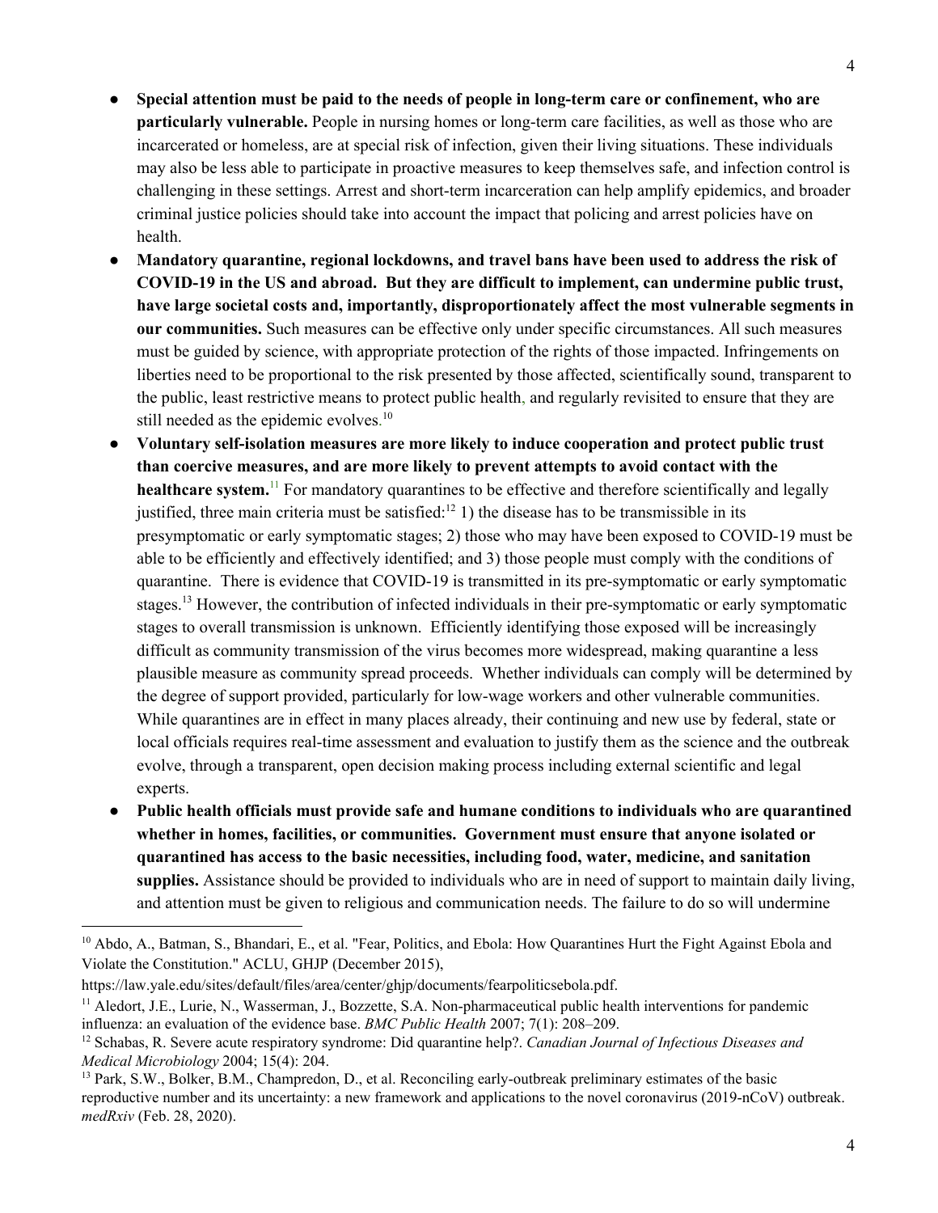- **Special attention must be paid to the needs of people in long-term care or confinement, who are particularly vulnerable.** People in nursing homes or long-term care facilities, as well as those who are incarcerated or homeless, are at special risk of infection, given their living situations. These individuals may also be less able to participate in proactive measures to keep themselves safe, and infection control is challenging in these settings. Arrest and short-term incarceration can help amplify epidemics, and broader criminal justice policies should take into account the impact that policing and arrest policies have on health.
- **Mandatory quarantine, regional lockdowns, and travel bans have been used to address the risk of COVID-19 in the US and abroad. But they are difficult to implement, can undermine public trust, have large societal costs and, importantly, disproportionately affect the most vulnerable segments in our communities.** Such measures can be effective only under specific circumstances. All such measures must be guided by science, with appropriate protection of the rights of those impacted. Infringements on liberties need to be proportional to the risk presented by those affected, scientifically sound, transparent to the public, least restrictive means to protect public health, and regularly revisited to ensure that they are still needed as the epidemic evolves.[10]
- **Voluntary self-isolation measures are more likely to induce cooperation and protect public trust than coercive measures, and are more likely to prevent attempts to avoid contact with the healthcare system.**[11] For mandatory quarantines to be effective and therefore scientifically and legally justified, three main criteria must be satisfied:[12] 1) the disease has to be transmissible in its presymptomatic or early symptomatic stages; 2) those who may have been exposed to COVID-19 must be able to be efficiently and effectively identified; and 3) those people must comply with the conditions of quarantine. There is evidence that COVID-19 is transmitted in its pre-symptomatic or early symptomatic stages.[13] However, the contribution of infected individuals in their pre-symptomatic or early symptomatic stages to overall transmission is unknown. Efficiently identifying those exposed will be increasingly difficult as community transmission of the virus becomes more widespread, making quarantine a less plausible measure as community spread proceeds. Whether individuals can comply will be determined by the degree of support provided, particularly for low-wage workers and other vulnerable communities. While quarantines are in effect in many places already, their continuing and new use by federal, state or local officials requires real-time assessment and evaluation to justify them as the science and the outbreak evolve, through a transparent, open decision making process including external scientific and legal experts.
- **Public health officials must provide safe and humane conditions to individuals who are quarantined whether in homes, facilities, or communities. Government must ensure that anyone isolated or quarantined has access to the basic necessities, including food, water, medicine, and sanitation supplies.** Assistance should be provided to individuals who are in need of support to maintain daily living, and attention must be given to religious and communication needs. The failure to do so will undermine

---

[10] Abdo, A., Batman, S., Bhandari, E., et al. "Fear, Politics, and Ebola: How Quarantines Hurt the Fight Against Ebola and Violate the Constitution." ACLU, GHJP (December 2015), https://law.yale.edu/sites/default/files/area/center/ghjp/documents/fearpoliticsebola.pdf.

[11] Aledort, J.E., Lurie, N., Wasserman, J., Bozzette, S.A. Non-pharmaceutical public health interventions for pandemic influenza: an evaluation of the evidence base. *BMC Public Health* 2007; 7(1): 208–209.

[12] Schabas, R. Severe acute respiratory syndrome: Did quarantine help?. *Canadian Journal of Infectious Diseases and Medical Microbiology* 2004; 15(4): 204.

[13] Park, S.W., Bolker, B.M., Champredon, D., et al. Reconciling early-outbreak preliminary estimates of the basic reproductive number and its uncertainty: a new framework and applications to the novel coronavirus (2019-nCoV) outbreak. *medRxiv* (Feb. 28, 2020).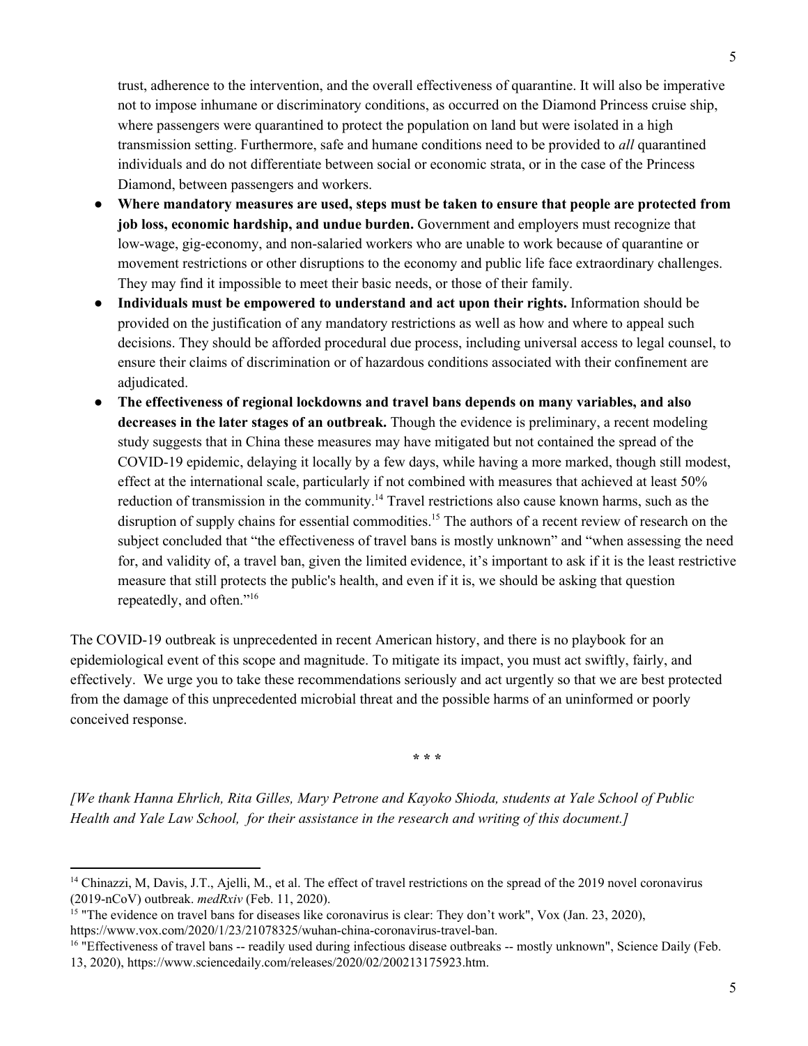trust, adherence to the intervention, and the overall effectiveness of quarantine. It will also be imperative not to impose inhumane or discriminatory conditions, as occurred on the Diamond Princess cruise ship, where passengers were quarantined to protect the population on land but were isolated in a high transmission setting. Furthermore, safe and humane conditions need to be provided to *all* quarantined individuals and do not differentiate between social or economic strata, or in the case of the Princess Diamond, between passengers and workers.

- **Where mandatory measures are used, steps must be taken to ensure that people are protected from job loss, economic hardship, and undue burden.** Government and employers must recognize that low-wage, gig-economy, and non-salaried workers who are unable to work because of quarantine or movement restrictions or other disruptions to the economy and public life face extraordinary challenges. They may find it impossible to meet their basic needs, or those of their family.
- **Individuals must be empowered to understand and act upon their rights.** Information should be provided on the justification of any mandatory restrictions as well as how and where to appeal such decisions. They should be afforded procedural due process, including universal access to legal counsel, to ensure their claims of discrimination or of hazardous conditions associated with their confinement are adjudicated.
- **The effectiveness of regional lockdowns and travel bans depends on many variables, and also decreases in the later stages of an outbreak.** Though the evidence is preliminary, a recent modeling study suggests that in China these measures may have mitigated but not contained the spread of the COVID-19 epidemic, delaying it locally by a few days, while having a more marked, though still modest, effect at the international scale, particularly if not combined with measures that achieved at least 50% reduction of transmission in the community.[14] Travel restrictions also cause known harms, such as the disruption of supply chains for essential commodities.[15] The authors of a recent review of research on the subject concluded that "the effectiveness of travel bans is mostly unknown" and "when assessing the need for, and validity of, a travel ban, given the limited evidence, it's important to ask if it is the least restrictive measure that still protects the public's health, and even if it is, we should be asking that question repeatedly, and often."[16]

The COVID-19 outbreak is unprecedented in recent American history, and there is no playbook for an epidemiological event of this scope and magnitude. To mitigate its impact, you must act swiftly, fairly, and effectively. We urge you to take these recommendations seriously and act urgently so that we are best protected from the damage of this unprecedented microbial threat and the possible harms of an uninformed or poorly conceived response.

\* \* \*

*[We thank Hanna Ehrlich, Rita Gilles, Mary Petrone and Kayoko Shioda, students at Yale School of Public Health and Yale Law School, for their assistance in the research and writing of this document.]*

---

[14] Chinazzi, M, Davis, J.T., Ajelli, M., et al. The effect of travel restrictions on the spread of the 2019 novel coronavirus (2019-nCoV) outbreak. *medRxiv* (Feb. 11, 2020).

[15] "The evidence on travel bans for diseases like coronavirus is clear: They don't work", Vox (Jan. 23, 2020), https://www.vox.com/2020/1/23/21078325/wuhan-china-coronavirus-travel-ban.

[16] "Effectiveness of travel bans -- readily used during infectious disease outbreaks -- mostly unknown", Science Daily (Feb. 13, 2020), https://www.sciencedaily.com/releases/2020/02/200213175923.htm.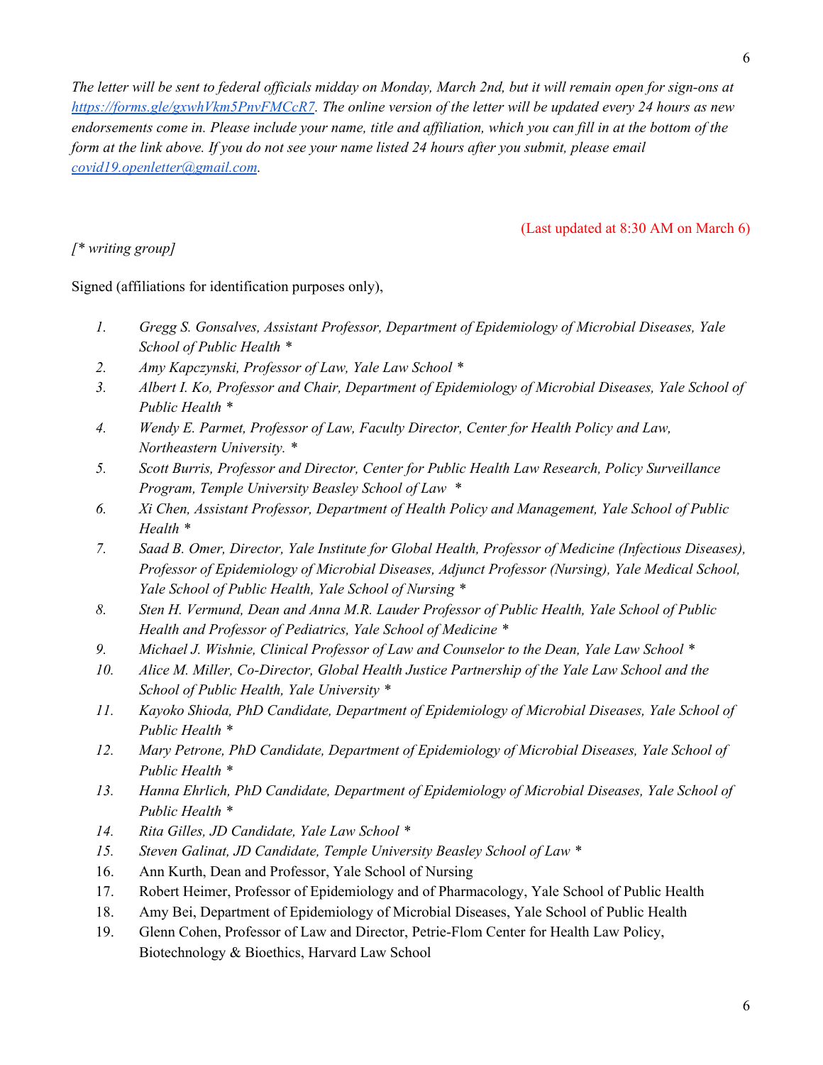*The letter will be sent to federal officials midday on Monday, March 2nd, but it will remain open for sign-ons at [https://forms.gle/gxwhVkm5PnvFMCcR7](https://forms.gle/gxwhVkm5PnvFMCcR7). The online version of the letter will be updated every 24 hours as new endorsements come in. Please include your name, title and affiliation, which you can fill in at the bottom of the form at the link above. If you do not see your name listed 24 hours after you submit, please email [covid19.openletter@gmail.com](mailto:covid19.openletter@gmail.com).*

(Last updated at 8:30 AM on March 6)

*[* writing group]*

Signed (affiliations for identification purposes only),

1. *Gregg S. Gonsalves, Assistant Professor, Department of Epidemiology of Microbial Diseases, Yale School of Public Health **
2. *Amy Kapczynski, Professor of Law, Yale Law School **
3. *Albert I. Ko, Professor and Chair, Department of Epidemiology of Microbial Diseases, Yale School of Public Health **
4. *Wendy E. Parmet, Professor of Law, Faculty Director, Center for Health Policy and Law, Northeastern University. **
5. *Scott Burris, Professor and Director, Center for Public Health Law Research, Policy Surveillance Program, Temple University Beasley School of Law **
6. *Xi Chen, Assistant Professor, Department of Health Policy and Management, Yale School of Public Health **
7. *Saad B. Omer, Director, Yale Institute for Global Health, Professor of Medicine (Infectious Diseases), Professor of Epidemiology of Microbial Diseases, Adjunct Professor (Nursing), Yale Medical School, Yale School of Public Health, Yale School of Nursing **
8. *Sten H. Vermund, Dean and Anna M.R. Lauder Professor of Public Health, Yale School of Public Health and Professor of Pediatrics, Yale School of Medicine **
9. *Michael J. Wishnie, Clinical Professor of Law and Counselor to the Dean, Yale Law School **
10. *Alice M. Miller, Co-Director, Global Health Justice Partnership of the Yale Law School and the School of Public Health, Yale University **
11. *Kayoko Shioda, PhD Candidate, Department of Epidemiology of Microbial Diseases, Yale School of Public Health **
12. *Mary Petrone, PhD Candidate, Department of Epidemiology of Microbial Diseases, Yale School of Public Health **
13. *Hanna Ehrlich, PhD Candidate, Department of Epidemiology of Microbial Diseases, Yale School of Public Health **
14. *Rita Gilles, JD Candidate, Yale Law School **
15. *Steven Galinat, JD Candidate, Temple University Beasley School of Law **
16. Ann Kurth, Dean and Professor, Yale School of Nursing
17. Robert Heimer, Professor of Epidemiology and of Pharmacology, Yale School of Public Health
18. Amy Bei, Department of Epidemiology of Microbial Diseases, Yale School of Public Health
19. Glenn Cohen, Professor of Law and Director, Petrie-Flom Center for Health Law Policy, Biotechnology & Bioethics, Harvard Law School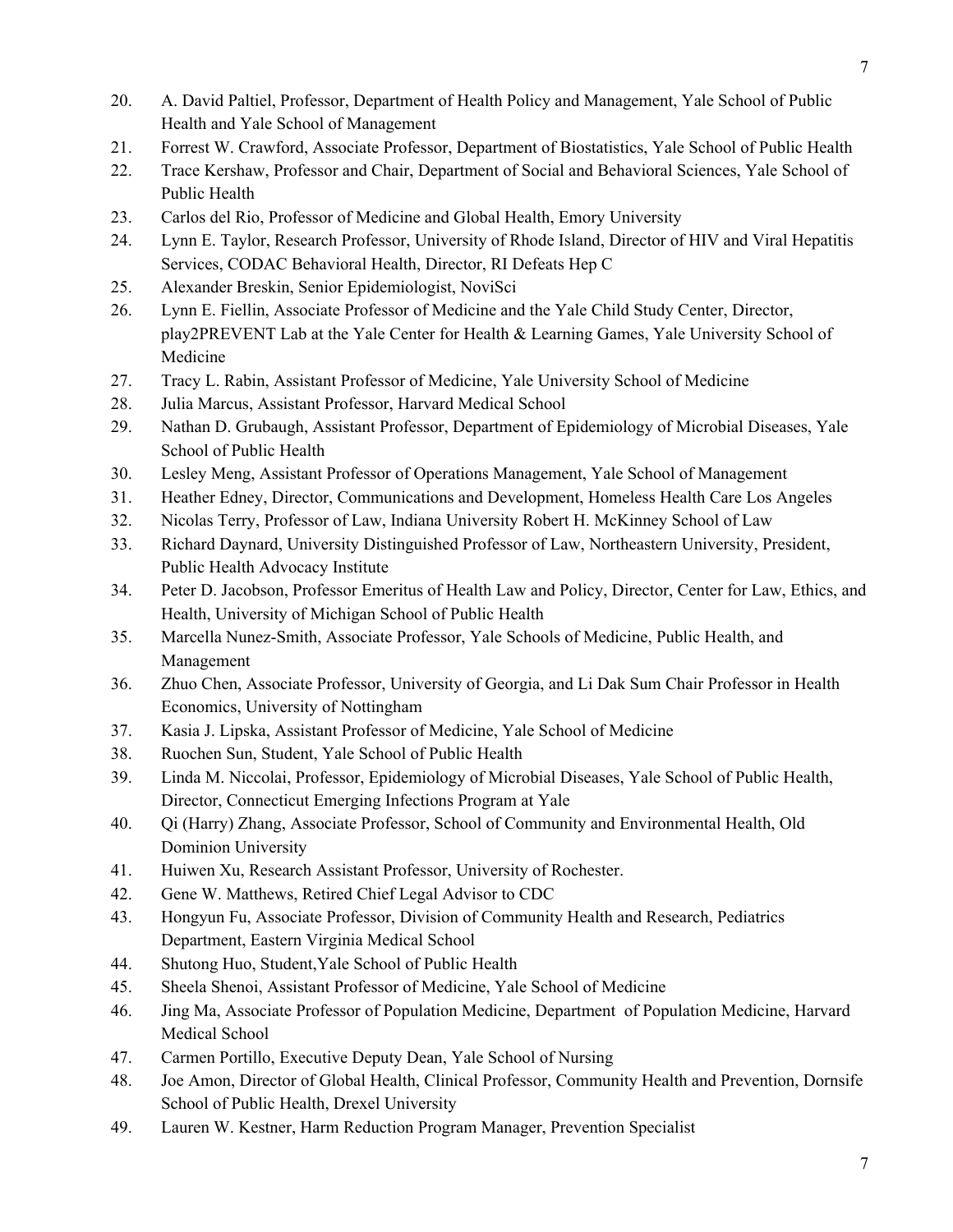20. A. David Paltiel, Professor, Department of Health Policy and Management, Yale School of Public Health and Yale School of Management
21. Forrest W. Crawford, Associate Professor, Department of Biostatistics, Yale School of Public Health
22. Trace Kershaw, Professor and Chair, Department of Social and Behavioral Sciences, Yale School of Public Health
23. Carlos del Rio, Professor of Medicine and Global Health, Emory University
24. Lynn E. Taylor, Research Professor, University of Rhode Island, Director of HIV and Viral Hepatitis Services, CODAC Behavioral Health, Director, RI Defeats Hep C
25. Alexander Breskin, Senior Epidemiologist, NoviSci
26. Lynn E. Fiellin, Associate Professor of Medicine and the Yale Child Study Center, Director, play2PREVENT Lab at the Yale Center for Health & Learning Games, Yale University School of Medicine
27. Tracy L. Rabin, Assistant Professor of Medicine, Yale University School of Medicine
28. Julia Marcus, Assistant Professor, Harvard Medical School
29. Nathan D. Grubaugh, Assistant Professor, Department of Epidemiology of Microbial Diseases, Yale School of Public Health
30. Lesley Meng, Assistant Professor of Operations Management, Yale School of Management
31. Heather Edney, Director, Communications and Development, Homeless Health Care Los Angeles
32. Nicolas Terry, Professor of Law, Indiana University Robert H. McKinney School of Law
33. Richard Daynard, University Distinguished Professor of Law, Northeastern University, President, Public Health Advocacy Institute
34. Peter D. Jacobson, Professor Emeritus of Health Law and Policy, Director, Center for Law, Ethics, and Health, University of Michigan School of Public Health
35. Marcella Nunez-Smith, Associate Professor, Yale Schools of Medicine, Public Health, and Management
36. Zhuo Chen, Associate Professor, University of Georgia, and Li Dak Sum Chair Professor in Health Economics, University of Nottingham
37. Kasia J. Lipska, Assistant Professor of Medicine, Yale School of Medicine
38. Ruochen Sun, Student, Yale School of Public Health
39. Linda M. Niccolai, Professor, Epidemiology of Microbial Diseases, Yale School of Public Health, Director, Connecticut Emerging Infections Program at Yale
40. Qi (Harry) Zhang, Associate Professor, School of Community and Environmental Health, Old Dominion University
41. Huiwen Xu, Research Assistant Professor, University of Rochester.
42. Gene W. Matthews, Retired Chief Legal Advisor to CDC
43. Hongyun Fu, Associate Professor, Division of Community Health and Research, Pediatrics Department, Eastern Virginia Medical School
44. Shutong Huo, Student,Yale School of Public Health
45. Sheela Shenoi, Assistant Professor of Medicine, Yale School of Medicine
46. Jing Ma, Associate Professor of Population Medicine, Department of Population Medicine, Harvard Medical School
47. Carmen Portillo, Executive Deputy Dean, Yale School of Nursing
48. Joe Amon, Director of Global Health, Clinical Professor, Community Health and Prevention, Dornsife School of Public Health, Drexel University
49. Lauren W. Kestner, Harm Reduction Program Manager, Prevention Specialist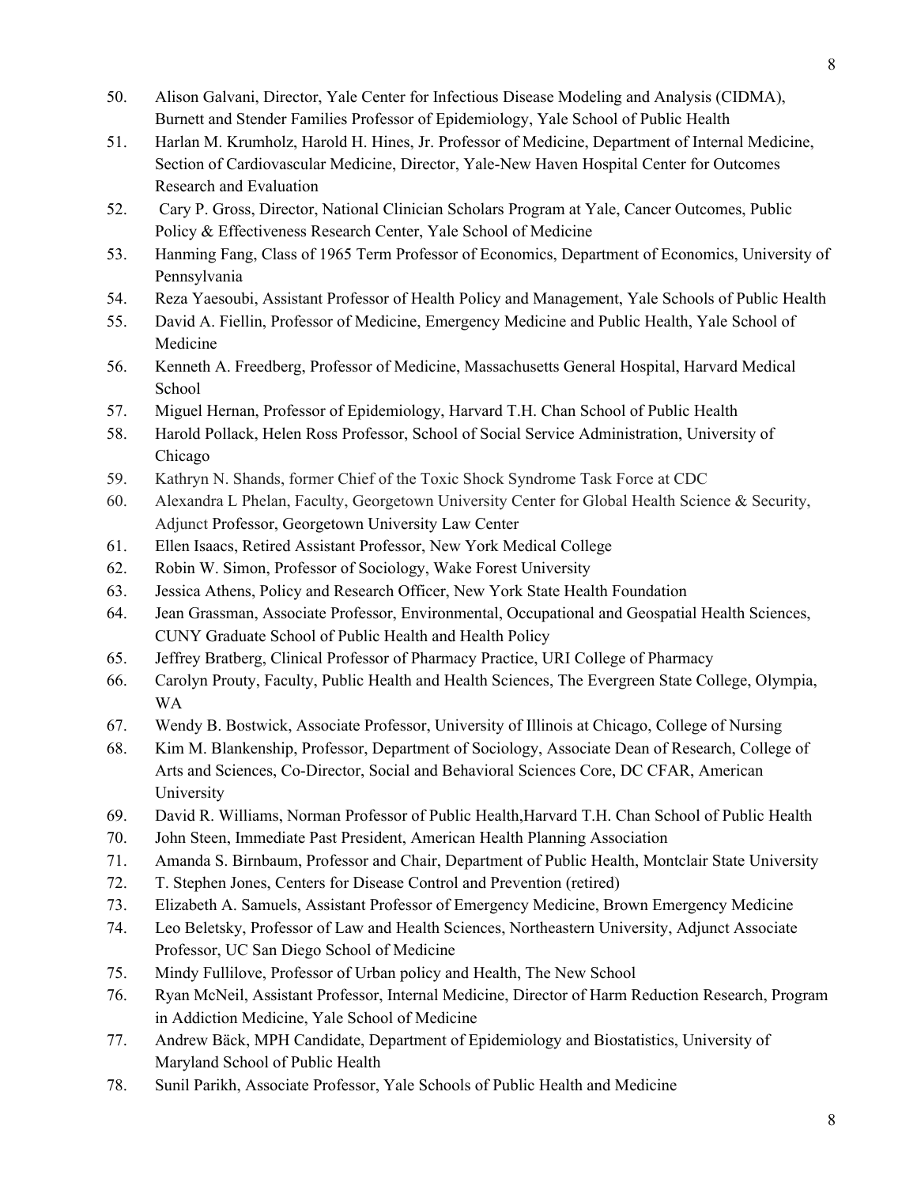50. Alison Galvani, Director, Yale Center for Infectious Disease Modeling and Analysis (CIDMA), Burnett and Stender Families Professor of Epidemiology, Yale School of Public Health
51. Harlan M. Krumholz, Harold H. Hines, Jr. Professor of Medicine, Department of Internal Medicine, Section of Cardiovascular Medicine, Director, Yale-New Haven Hospital Center for Outcomes Research and Evaluation
52. Cary P. Gross, Director, National Clinician Scholars Program at Yale, Cancer Outcomes, Public Policy & Effectiveness Research Center, Yale School of Medicine
53. Hanming Fang, Class of 1965 Term Professor of Economics, Department of Economics, University of Pennsylvania
54. Reza Yaesoubi, Assistant Professor of Health Policy and Management, Yale Schools of Public Health
55. David A. Fiellin, Professor of Medicine, Emergency Medicine and Public Health, Yale School of Medicine
56. Kenneth A. Freedberg, Professor of Medicine, Massachusetts General Hospital, Harvard Medical School
57. Miguel Hernan, Professor of Epidemiology, Harvard T.H. Chan School of Public Health
58. Harold Pollack, Helen Ross Professor, School of Social Service Administration, University of Chicago
59. Kathryn N. Shands, former Chief of the Toxic Shock Syndrome Task Force at CDC
60. Alexandra L Phelan, Faculty, Georgetown University Center for Global Health Science & Security, Adjunct Professor, Georgetown University Law Center
61. Ellen Isaacs, Retired Assistant Professor, New York Medical College
62. Robin W. Simon, Professor of Sociology, Wake Forest University
63. Jessica Athens, Policy and Research Officer, New York State Health Foundation
64. Jean Grassman, Associate Professor, Environmental, Occupational and Geospatial Health Sciences, CUNY Graduate School of Public Health and Health Policy
65. Jeffrey Bratberg, Clinical Professor of Pharmacy Practice, URI College of Pharmacy
66. Carolyn Prouty, Faculty, Public Health and Health Sciences, The Evergreen State College, Olympia, WA
67. Wendy B. Bostwick, Associate Professor, University of Illinois at Chicago, College of Nursing
68. Kim M. Blankenship, Professor, Department of Sociology, Associate Dean of Research, College of Arts and Sciences, Co-Director, Social and Behavioral Sciences Core, DC CFAR, American University
69. David R. Williams, Norman Professor of Public Health,Harvard T.H. Chan School of Public Health
70. John Steen, Immediate Past President, American Health Planning Association
71. Amanda S. Birnbaum, Professor and Chair, Department of Public Health, Montclair State University
72. T. Stephen Jones, Centers for Disease Control and Prevention (retired)
73. Elizabeth A. Samuels, Assistant Professor of Emergency Medicine, Brown Emergency Medicine
74. Leo Beletsky, Professor of Law and Health Sciences, Northeastern University, Adjunct Associate Professor, UC San Diego School of Medicine
75. Mindy Fullilove, Professor of Urban policy and Health, The New School
76. Ryan McNeil, Assistant Professor, Internal Medicine, Director of Harm Reduction Research, Program in Addiction Medicine, Yale School of Medicine
77. Andrew Bäck, MPH Candidate, Department of Epidemiology and Biostatistics, University of Maryland School of Public Health
78. Sunil Parikh, Associate Professor, Yale Schools of Public Health and Medicine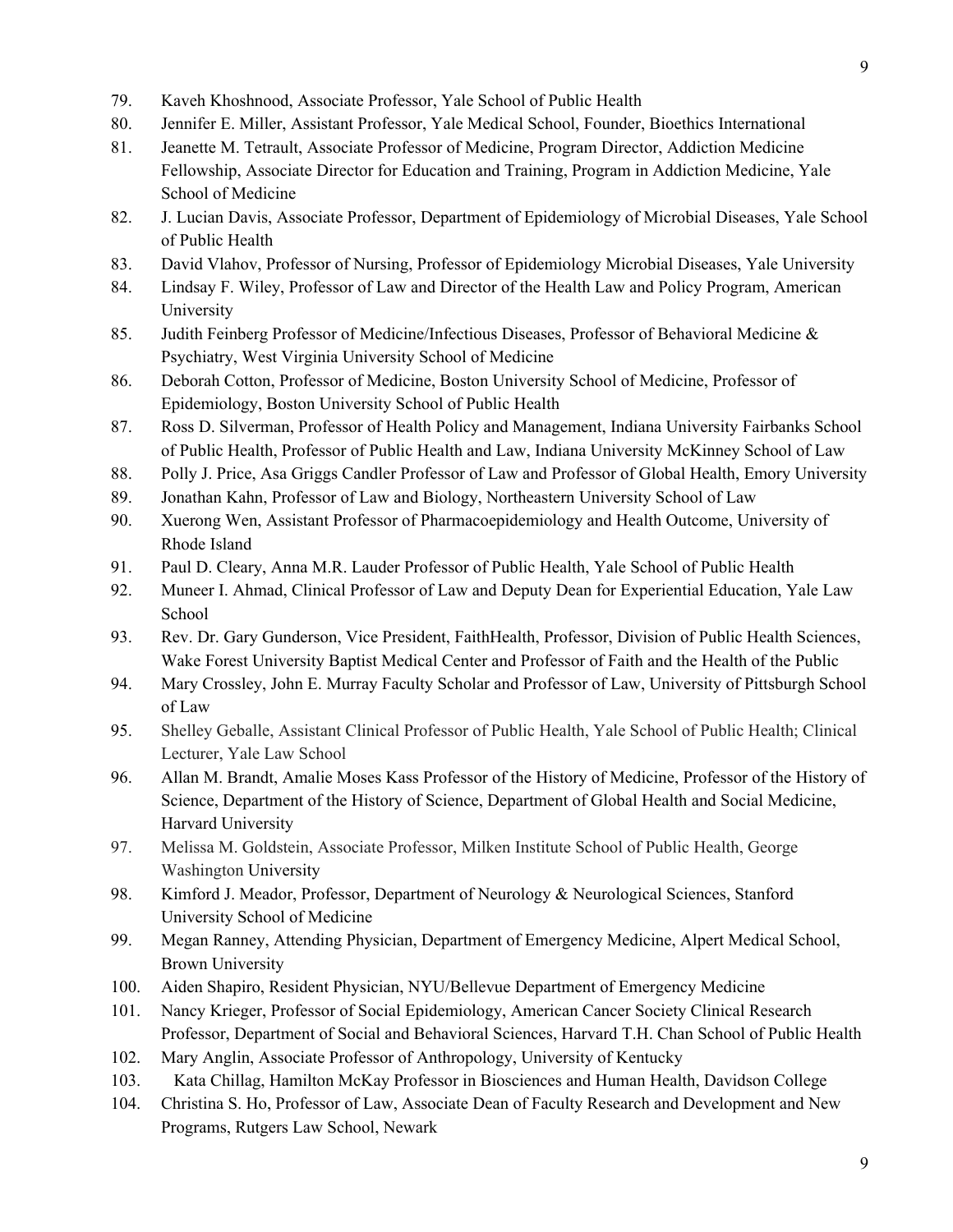79. Kaveh Khoshnood, Associate Professor, Yale School of Public Health
80. Jennifer E. Miller, Assistant Professor, Yale Medical School, Founder, Bioethics International
81. Jeanette M. Tetrault, Associate Professor of Medicine, Program Director, Addiction Medicine Fellowship, Associate Director for Education and Training, Program in Addiction Medicine, Yale School of Medicine
82. J. Lucian Davis, Associate Professor, Department of Epidemiology of Microbial Diseases, Yale School of Public Health
83. David Vlahov, Professor of Nursing, Professor of Epidemiology Microbial Diseases, Yale University
84. Lindsay F. Wiley, Professor of Law and Director of the Health Law and Policy Program, American University
85. Judith Feinberg Professor of Medicine/Infectious Diseases, Professor of Behavioral Medicine & Psychiatry, West Virginia University School of Medicine
86. Deborah Cotton, Professor of Medicine, Boston University School of Medicine, Professor of Epidemiology, Boston University School of Public Health
87. Ross D. Silverman, Professor of Health Policy and Management, Indiana University Fairbanks School of Public Health, Professor of Public Health and Law, Indiana University McKinney School of Law
88. Polly J. Price, Asa Griggs Candler Professor of Law and Professor of Global Health, Emory University
89. Jonathan Kahn, Professor of Law and Biology, Northeastern University School of Law
90. Xuerong Wen, Assistant Professor of Pharmacoepidemiology and Health Outcome, University of Rhode Island
91. Paul D. Cleary, Anna M.R. Lauder Professor of Public Health, Yale School of Public Health
92. Muneer I. Ahmad, Clinical Professor of Law and Deputy Dean for Experiential Education, Yale Law School
93. Rev. Dr. Gary Gunderson, Vice President, FaithHealth, Professor, Division of Public Health Sciences, Wake Forest University Baptist Medical Center and Professor of Faith and the Health of the Public
94. Mary Crossley, John E. Murray Faculty Scholar and Professor of Law, University of Pittsburgh School of Law
95. Shelley Geballe, Assistant Clinical Professor of Public Health, Yale School of Public Health; Clinical Lecturer, Yale Law School
96. Allan M. Brandt, Amalie Moses Kass Professor of the History of Medicine, Professor of the History of Science, Department of the History of Science, Department of Global Health and Social Medicine, Harvard University
97. Melissa M. Goldstein, Associate Professor, Milken Institute School of Public Health, George Washington University
98. Kimford J. Meador, Professor, Department of Neurology & Neurological Sciences, Stanford University School of Medicine
99. Megan Ranney, Attending Physician, Department of Emergency Medicine, Alpert Medical School, Brown University
100. Aiden Shapiro, Resident Physician, NYU/Bellevue Department of Emergency Medicine
101. Nancy Krieger, Professor of Social Epidemiology, American Cancer Society Clinical Research Professor, Department of Social and Behavioral Sciences, Harvard T.H. Chan School of Public Health
102. Mary Anglin, Associate Professor of Anthropology, University of Kentucky
103. Kata Chillag, Hamilton McKay Professor in Biosciences and Human Health, Davidson College
104. Christina S. Ho, Professor of Law, Associate Dean of Faculty Research and Development and New Programs, Rutgers Law School, Newark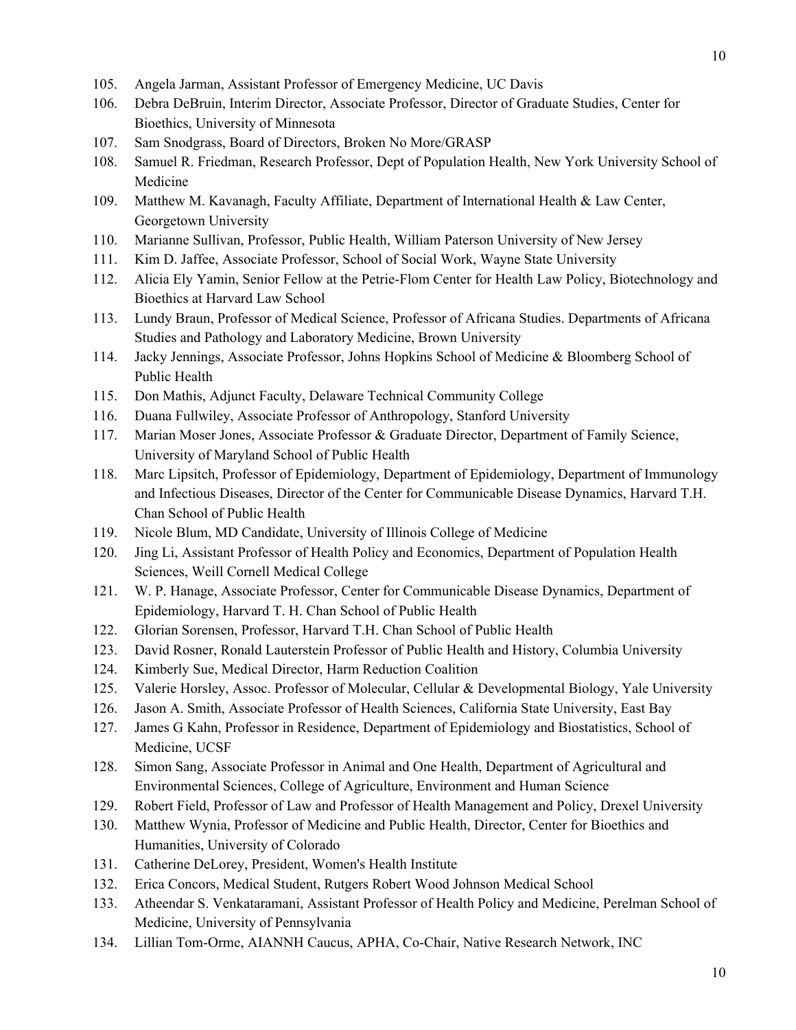105. Angela Jarman, Assistant Professor of Emergency Medicine, UC Davis
106. Debra DeBruin, Interim Director, Associate Professor, Director of Graduate Studies, Center for Bioethics, University of Minnesota
107. Sam Snodgrass, Board of Directors, Broken No More/GRASP
108. Samuel R. Friedman, Research Professor, Dept of Population Health, New York University School of Medicine
109. Matthew M. Kavanagh, Faculty Affiliate, Department of International Health & Law Center, Georgetown University
110. Marianne Sullivan, Professor, Public Health, William Paterson University of New Jersey
111. Kim D. Jaffee, Associate Professor, School of Social Work, Wayne State University
112. Alicia Ely Yamin, Senior Fellow at the Petrie-Flom Center for Health Law Policy, Biotechnology and Bioethics at Harvard Law School
113. Lundy Braun, Professor of Medical Science, Professor of Africana Studies. Departments of Africana Studies and Pathology and Laboratory Medicine, Brown University
114. Jacky Jennings, Associate Professor, Johns Hopkins School of Medicine & Bloomberg School of Public Health
115. Don Mathis, Adjunct Faculty, Delaware Technical Community College
116. Duana Fullwiley, Associate Professor of Anthropology, Stanford University
117. Marian Moser Jones, Associate Professor & Graduate Director, Department of Family Science, University of Maryland School of Public Health
118. Marc Lipsitch, Professor of Epidemiology, Department of Epidemiology, Department of Immunology and Infectious Diseases, Director of the Center for Communicable Disease Dynamics, Harvard T.H. Chan School of Public Health
119. Nicole Blum, MD Candidate, University of Illinois College of Medicine
120. Jing Li, Assistant Professor of Health Policy and Economics, Department of Population Health Sciences, Weill Cornell Medical College
121. W. P. Hanage, Associate Professor, Center for Communicable Disease Dynamics, Department of Epidemiology, Harvard T. H. Chan School of Public Health
122. Glorian Sorensen, Professor, Harvard T.H. Chan School of Public Health
123. David Rosner, Ronald Lauterstein Professor of Public Health and History, Columbia University
124. Kimberly Sue, Medical Director, Harm Reduction Coalition
125. Valerie Horsley, Assoc. Professor of Molecular, Cellular & Developmental Biology, Yale University
126. Jason A. Smith, Associate Professor of Health Sciences, California State University, East Bay
127. James G Kahn, Professor in Residence, Department of Epidemiology and Biostatistics, School of Medicine, UCSF
128. Simon Sang, Associate Professor in Animal and One Health, Department of Agricultural and Environmental Sciences, College of Agriculture, Environment and Human Science
129. Robert Field, Professor of Law and Professor of Health Management and Policy, Drexel University
130. Matthew Wynia, Professor of Medicine and Public Health, Director, Center for Bioethics and Humanities, University of Colorado
131. Catherine DeLorey, President, Women's Health Institute
132. Erica Concors, Medical Student, Rutgers Robert Wood Johnson Medical School
133. Atheendar S. Venkataramani, Assistant Professor of Health Policy and Medicine, Perelman School of Medicine, University of Pennsylvania
134. Lillian Tom-Orme, AIANNH Caucus, APHA, Co-Chair, Native Research Network, INC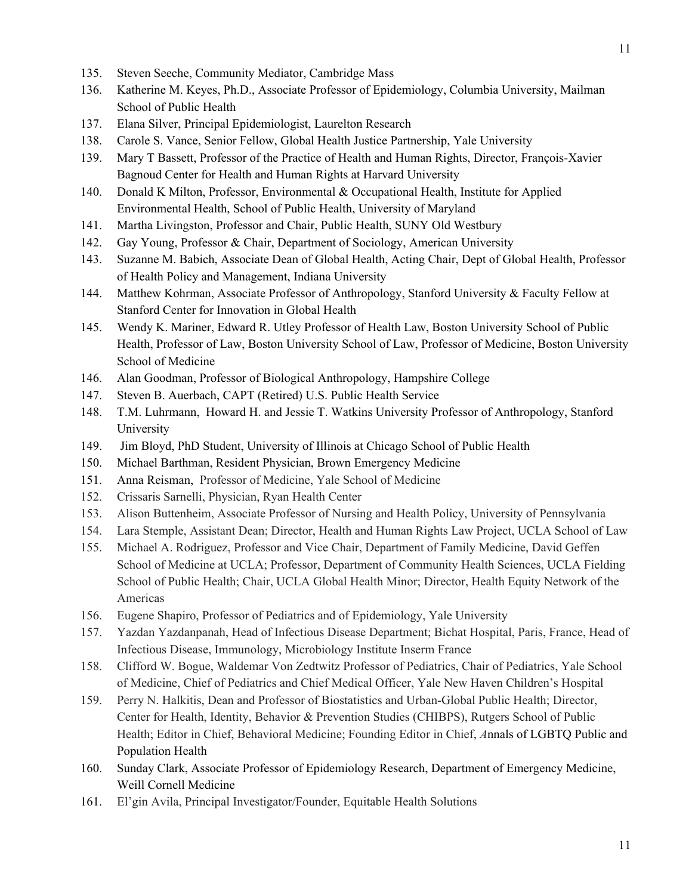135. Steven Seeche, Community Mediator, Cambridge Mass
136. Katherine M. Keyes, Ph.D., Associate Professor of Epidemiology, Columbia University, Mailman School of Public Health
137. Elana Silver, Principal Epidemiologist, Laurelton Research
138. Carole S. Vance, Senior Fellow, Global Health Justice Partnership, Yale University
139. Mary T Bassett, Professor of the Practice of Health and Human Rights, Director, François-Xavier Bagnoud Center for Health and Human Rights at Harvard University
140. Donald K Milton, Professor, Environmental & Occupational Health, Institute for Applied Environmental Health, School of Public Health, University of Maryland
141. Martha Livingston, Professor and Chair, Public Health, SUNY Old Westbury
142. Gay Young, Professor & Chair, Department of Sociology, American University
143. Suzanne M. Babich, Associate Dean of Global Health, Acting Chair, Dept of Global Health, Professor of Health Policy and Management, Indiana University
144. Matthew Kohrman, Associate Professor of Anthropology, Stanford University & Faculty Fellow at Stanford Center for Innovation in Global Health
145. Wendy K. Mariner, Edward R. Utley Professor of Health Law, Boston University School of Public Health, Professor of Law, Boston University School of Law, Professor of Medicine, Boston University School of Medicine
146. Alan Goodman, Professor of Biological Anthropology, Hampshire College
147. Steven B. Auerbach, CAPT (Retired) U.S. Public Health Service
148. T.M. Luhrmann, Howard H. and Jessie T. Watkins University Professor of Anthropology, Stanford University
149. Jim Bloyd, PhD Student, University of Illinois at Chicago School of Public Health
150. Michael Barthman, Resident Physician, Brown Emergency Medicine
151. Anna Reisman, Professor of Medicine, Yale School of Medicine
152. Crissaris Sarnelli, Physician, Ryan Health Center
153. Alison Buttenheim, Associate Professor of Nursing and Health Policy, University of Pennsylvania
154. Lara Stemple, Assistant Dean; Director, Health and Human Rights Law Project, UCLA School of Law
155. Michael A. Rodriguez, Professor and Vice Chair, Department of Family Medicine, David Geffen School of Medicine at UCLA; Professor, Department of Community Health Sciences, UCLA Fielding School of Public Health; Chair, UCLA Global Health Minor; Director, Health Equity Network of the Americas
156. Eugene Shapiro, Professor of Pediatrics and of Epidemiology, Yale University
157. Yazdan Yazdanpanah, Head of Infectious Disease Department; Bichat Hospital, Paris, France, Head of Infectious Disease, Immunology, Microbiology Institute Inserm France
158. Clifford W. Bogue, Waldemar Von Zedtwitz Professor of Pediatrics, Chair of Pediatrics, Yale School of Medicine, Chief of Pediatrics and Chief Medical Officer, Yale New Haven Children's Hospital
159. Perry N. Halkitis, Dean and Professor of Biostatistics and Urban-Global Public Health; Director, Center for Health, Identity, Behavior & Prevention Studies (CHIBPS), Rutgers School of Public Health; Editor in Chief, Behavioral Medicine; Founding Editor in Chief, *A*nnals of LGBTQ Public and Population Health
160. Sunday Clark, Associate Professor of Epidemiology Research, Department of Emergency Medicine, Weill Cornell Medicine
161. El'gin Avila, Principal Investigator/Founder, Equitable Health Solutions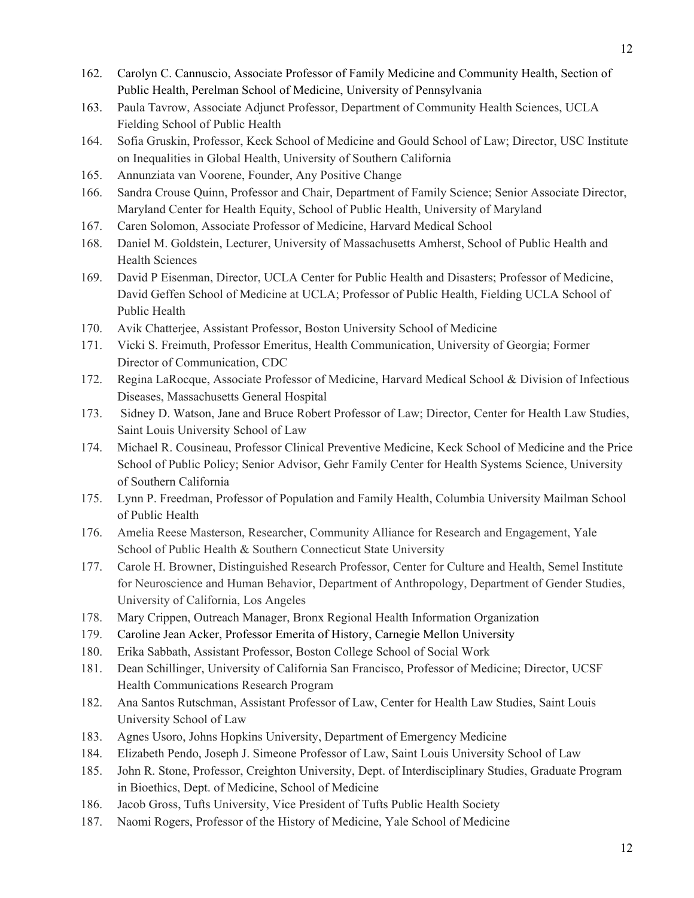162. Carolyn C. Cannuscio, Associate Professor of Family Medicine and Community Health, Section of Public Health, Perelman School of Medicine, University of Pennsylvania
163. Paula Tavrow, Associate Adjunct Professor, Department of Community Health Sciences, UCLA Fielding School of Public Health
164. Sofia Gruskin, Professor, Keck School of Medicine and Gould School of Law; Director, USC Institute on Inequalities in Global Health, University of Southern California
165. Annunziata van Voorene, Founder, Any Positive Change
166. Sandra Crouse Quinn, Professor and Chair, Department of Family Science; Senior Associate Director, Maryland Center for Health Equity, School of Public Health, University of Maryland
167. Caren Solomon, Associate Professor of Medicine, Harvard Medical School
168. Daniel M. Goldstein, Lecturer, University of Massachusetts Amherst, School of Public Health and Health Sciences
169. David P Eisenman, Director, UCLA Center for Public Health and Disasters; Professor of Medicine, David Geffen School of Medicine at UCLA; Professor of Public Health, Fielding UCLA School of Public Health
170. Avik Chatterjee, Assistant Professor, Boston University School of Medicine
171. Vicki S. Freimuth, Professor Emeritus, Health Communication, University of Georgia; Former Director of Communication, CDC
172. Regina LaRocque, Associate Professor of Medicine, Harvard Medical School & Division of Infectious Diseases, Massachusetts General Hospital
173. Sidney D. Watson, Jane and Bruce Robert Professor of Law; Director, Center for Health Law Studies, Saint Louis University School of Law
174. Michael R. Cousineau, Professor Clinical Preventive Medicine, Keck School of Medicine and the Price School of Public Policy; Senior Advisor, Gehr Family Center for Health Systems Science, University of Southern California
175. Lynn P. Freedman, Professor of Population and Family Health, Columbia University Mailman School of Public Health
176. Amelia Reese Masterson, Researcher, Community Alliance for Research and Engagement, Yale School of Public Health & Southern Connecticut State University
177. Carole H. Browner, Distinguished Research Professor, Center for Culture and Health, Semel Institute for Neuroscience and Human Behavior, Department of Anthropology, Department of Gender Studies, University of California, Los Angeles
178. Mary Crippen, Outreach Manager, Bronx Regional Health Information Organization
179. Caroline Jean Acker, Professor Emerita of History, Carnegie Mellon University
180. Erika Sabbath, Assistant Professor, Boston College School of Social Work
181. Dean Schillinger, University of California San Francisco, Professor of Medicine; Director, UCSF Health Communications Research Program
182. Ana Santos Rutschman, Assistant Professor of Law, Center for Health Law Studies, Saint Louis University School of Law
183. Agnes Usoro, Johns Hopkins University, Department of Emergency Medicine
184. Elizabeth Pendo, Joseph J. Simeone Professor of Law, Saint Louis University School of Law
185. John R. Stone, Professor, Creighton University, Dept. of Interdisciplinary Studies, Graduate Program in Bioethics, Dept. of Medicine, School of Medicine
186. Jacob Gross, Tufts University, Vice President of Tufts Public Health Society
187. Naomi Rogers, Professor of the History of Medicine, Yale School of Medicine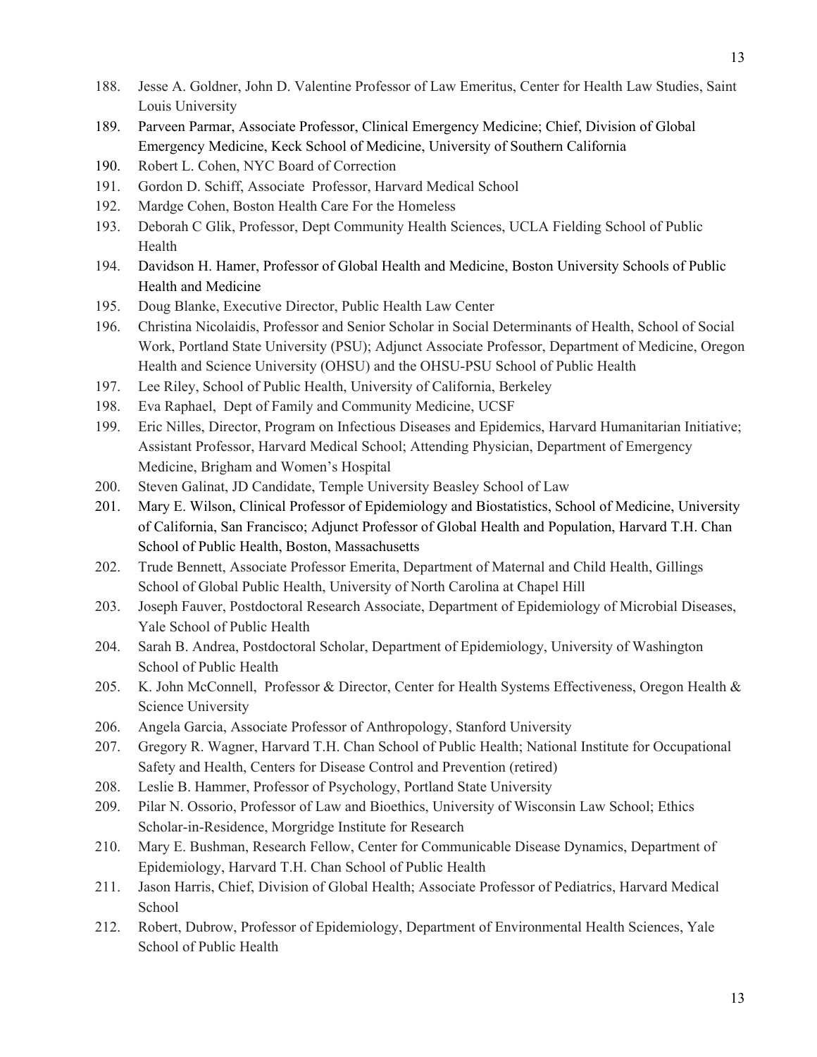188. Jesse A. Goldner, John D. Valentine Professor of Law Emeritus, Center for Health Law Studies, Saint Louis University
189. Parveen Parmar, Associate Professor, Clinical Emergency Medicine; Chief, Division of Global Emergency Medicine, Keck School of Medicine, University of Southern California
190. Robert L. Cohen, NYC Board of Correction
191. Gordon D. Schiff, Associate Professor, Harvard Medical School
192. Mardge Cohen, Boston Health Care For the Homeless
193. Deborah C Glik, Professor, Dept Community Health Sciences, UCLA Fielding School of Public Health
194. Davidson H. Hamer, Professor of Global Health and Medicine, Boston University Schools of Public Health and Medicine
195. Doug Blanke, Executive Director, Public Health Law Center
196. Christina Nicolaidis, Professor and Senior Scholar in Social Determinants of Health, School of Social Work, Portland State University (PSU); Adjunct Associate Professor, Department of Medicine, Oregon Health and Science University (OHSU) and the OHSU-PSU School of Public Health
197. Lee Riley, School of Public Health, University of California, Berkeley
198. Eva Raphael, Dept of Family and Community Medicine, UCSF
199. Eric Nilles, Director, Program on Infectious Diseases and Epidemics, Harvard Humanitarian Initiative; Assistant Professor, Harvard Medical School; Attending Physician, Department of Emergency Medicine, Brigham and Women's Hospital
200. Steven Galinat, JD Candidate, Temple University Beasley School of Law
201. Mary E. Wilson, Clinical Professor of Epidemiology and Biostatistics, School of Medicine, University of California, San Francisco; Adjunct Professor of Global Health and Population, Harvard T.H. Chan School of Public Health, Boston, Massachusetts
202. Trude Bennett, Associate Professor Emerita, Department of Maternal and Child Health, Gillings School of Global Public Health, University of North Carolina at Chapel Hill
203. Joseph Fauver, Postdoctoral Research Associate, Department of Epidemiology of Microbial Diseases, Yale School of Public Health
204. Sarah B. Andrea, Postdoctoral Scholar, Department of Epidemiology, University of Washington School of Public Health
205. K. John McConnell, Professor & Director, Center for Health Systems Effectiveness, Oregon Health & Science University
206. Angela Garcia, Associate Professor of Anthropology, Stanford University
207. Gregory R. Wagner, Harvard T.H. Chan School of Public Health; National Institute for Occupational Safety and Health, Centers for Disease Control and Prevention (retired)
208. Leslie B. Hammer, Professor of Psychology, Portland State University
209. Pilar N. Ossorio, Professor of Law and Bioethics, University of Wisconsin Law School; Ethics Scholar-in-Residence, Morgridge Institute for Research
210. Mary E. Bushman, Research Fellow, Center for Communicable Disease Dynamics, Department of Epidemiology, Harvard T.H. Chan School of Public Health
211. Jason Harris, Chief, Division of Global Health; Associate Professor of Pediatrics, Harvard Medical School
212. Robert, Dubrow, Professor of Epidemiology, Department of Environmental Health Sciences, Yale School of Public Health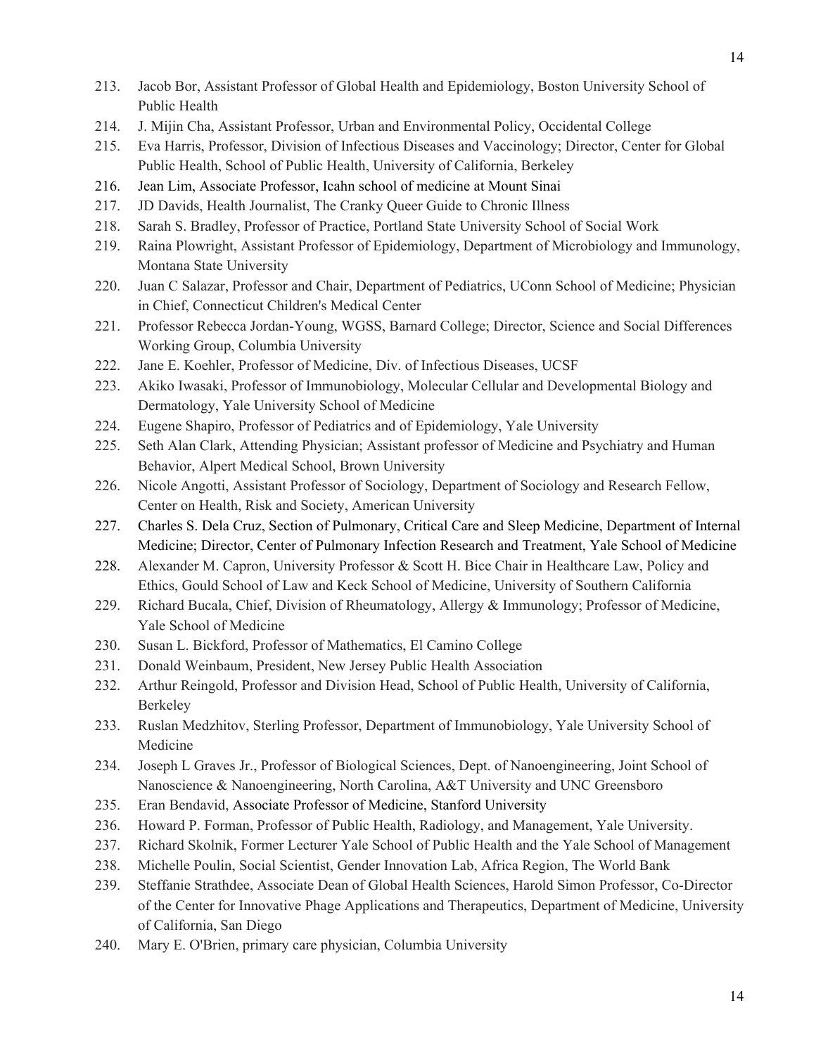213. Jacob Bor, Assistant Professor of Global Health and Epidemiology, Boston University School of Public Health
214. J. Mijin Cha, Assistant Professor, Urban and Environmental Policy, Occidental College
215. Eva Harris, Professor, Division of Infectious Diseases and Vaccinology; Director, Center for Global Public Health, School of Public Health, University of California, Berkeley
216. Jean Lim, Associate Professor, Icahn school of medicine at Mount Sinai
217. JD Davids, Health Journalist, The Cranky Queer Guide to Chronic Illness
218. Sarah S. Bradley, Professor of Practice, Portland State University School of Social Work
219. Raina Plowright, Assistant Professor of Epidemiology, Department of Microbiology and Immunology, Montana State University
220. Juan C Salazar, Professor and Chair, Department of Pediatrics, UConn School of Medicine; Physician in Chief, Connecticut Children's Medical Center
221. Professor Rebecca Jordan-Young, WGSS, Barnard College; Director, Science and Social Differences Working Group, Columbia University
222. Jane E. Koehler, Professor of Medicine, Div. of Infectious Diseases, UCSF
223. Akiko Iwasaki, Professor of Immunobiology, Molecular Cellular and Developmental Biology and Dermatology, Yale University School of Medicine
224. Eugene Shapiro, Professor of Pediatrics and of Epidemiology, Yale University
225. Seth Alan Clark, Attending Physician; Assistant professor of Medicine and Psychiatry and Human Behavior, Alpert Medical School, Brown University
226. Nicole Angotti, Assistant Professor of Sociology, Department of Sociology and Research Fellow, Center on Health, Risk and Society, American University
227. Charles S. Dela Cruz, Section of Pulmonary, Critical Care and Sleep Medicine, Department of Internal Medicine; Director, Center of Pulmonary Infection Research and Treatment, Yale School of Medicine
228. Alexander M. Capron, University Professor & Scott H. Bice Chair in Healthcare Law, Policy and Ethics, Gould School of Law and Keck School of Medicine, University of Southern California
229. Richard Bucala, Chief, Division of Rheumatology, Allergy & Immunology; Professor of Medicine, Yale School of Medicine
230. Susan L. Bickford, Professor of Mathematics, El Camino College
231. Donald Weinbaum, President, New Jersey Public Health Association
232. Arthur Reingold, Professor and Division Head, School of Public Health, University of California, Berkeley
233. Ruslan Medzhitov, Sterling Professor, Department of Immunobiology, Yale University School of Medicine
234. Joseph L Graves Jr., Professor of Biological Sciences, Dept. of Nanoengineering, Joint School of Nanoscience & Nanoengineering, North Carolina, A&T University and UNC Greensboro
235. Eran Bendavid, Associate Professor of Medicine, Stanford University
236. Howard P. Forman, Professor of Public Health, Radiology, and Management, Yale University.
237. Richard Skolnik, Former Lecturer Yale School of Public Health and the Yale School of Management
238. Michelle Poulin, Social Scientist, Gender Innovation Lab, Africa Region, The World Bank
239. Steffanie Strathdee, Associate Dean of Global Health Sciences, Harold Simon Professor, Co-Director of the Center for Innovative Phage Applications and Therapeutics, Department of Medicine, University of California, San Diego
240. Mary E. O'Brien, primary care physician, Columbia University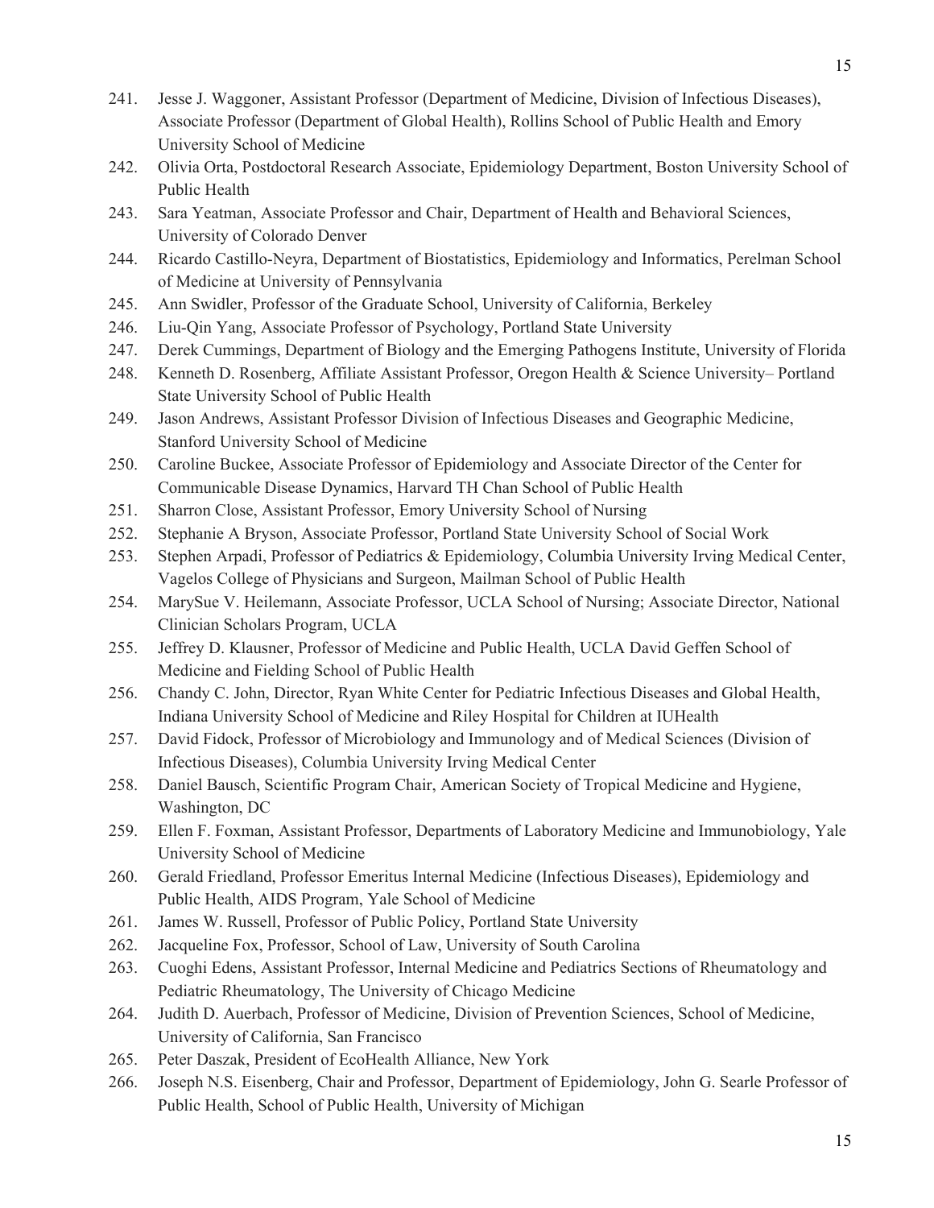241. Jesse J. Waggoner, Assistant Professor (Department of Medicine, Division of Infectious Diseases), Associate Professor (Department of Global Health), Rollins School of Public Health and Emory University School of Medicine
242. Olivia Orta, Postdoctoral Research Associate, Epidemiology Department, Boston University School of Public Health
243. Sara Yeatman, Associate Professor and Chair, Department of Health and Behavioral Sciences, University of Colorado Denver
244. Ricardo Castillo-Neyra, Department of Biostatistics, Epidemiology and Informatics, Perelman School of Medicine at University of Pennsylvania
245. Ann Swidler, Professor of the Graduate School, University of California, Berkeley
246. Liu-Qin Yang, Associate Professor of Psychology, Portland State University
247. Derek Cummings, Department of Biology and the Emerging Pathogens Institute, University of Florida
248. Kenneth D. Rosenberg, Affiliate Assistant Professor, Oregon Health & Science University– Portland State University School of Public Health
249. Jason Andrews, Assistant Professor Division of Infectious Diseases and Geographic Medicine, Stanford University School of Medicine
250. Caroline Buckee, Associate Professor of Epidemiology and Associate Director of the Center for Communicable Disease Dynamics, Harvard TH Chan School of Public Health
251. Sharron Close, Assistant Professor, Emory University School of Nursing
252. Stephanie A Bryson, Associate Professor, Portland State University School of Social Work
253. Stephen Arpadi, Professor of Pediatrics & Epidemiology, Columbia University Irving Medical Center, Vagelos College of Physicians and Surgeon, Mailman School of Public Health
254. MarySue V. Heilemann, Associate Professor, UCLA School of Nursing; Associate Director, National Clinician Scholars Program, UCLA
255. Jeffrey D. Klausner, Professor of Medicine and Public Health, UCLA David Geffen School of Medicine and Fielding School of Public Health
256. Chandy C. John, Director, Ryan White Center for Pediatric Infectious Diseases and Global Health, Indiana University School of Medicine and Riley Hospital for Children at IUHealth
257. David Fidock, Professor of Microbiology and Immunology and of Medical Sciences (Division of Infectious Diseases), Columbia University Irving Medical Center
258. Daniel Bausch, Scientific Program Chair, American Society of Tropical Medicine and Hygiene, Washington, DC
259. Ellen F. Foxman, Assistant Professor, Departments of Laboratory Medicine and Immunobiology, Yale University School of Medicine
260. Gerald Friedland, Professor Emeritus Internal Medicine (Infectious Diseases), Epidemiology and Public Health, AIDS Program, Yale School of Medicine
261. James W. Russell, Professor of Public Policy, Portland State University
262. Jacqueline Fox, Professor, School of Law, University of South Carolina
263. Cuoghi Edens, Assistant Professor, Internal Medicine and Pediatrics Sections of Rheumatology and Pediatric Rheumatology, The University of Chicago Medicine
264. Judith D. Auerbach, Professor of Medicine, Division of Prevention Sciences, School of Medicine, University of California, San Francisco
265. Peter Daszak, President of EcoHealth Alliance, New York
266. Joseph N.S. Eisenberg, Chair and Professor, Department of Epidemiology, John G. Searle Professor of Public Health, School of Public Health, University of Michigan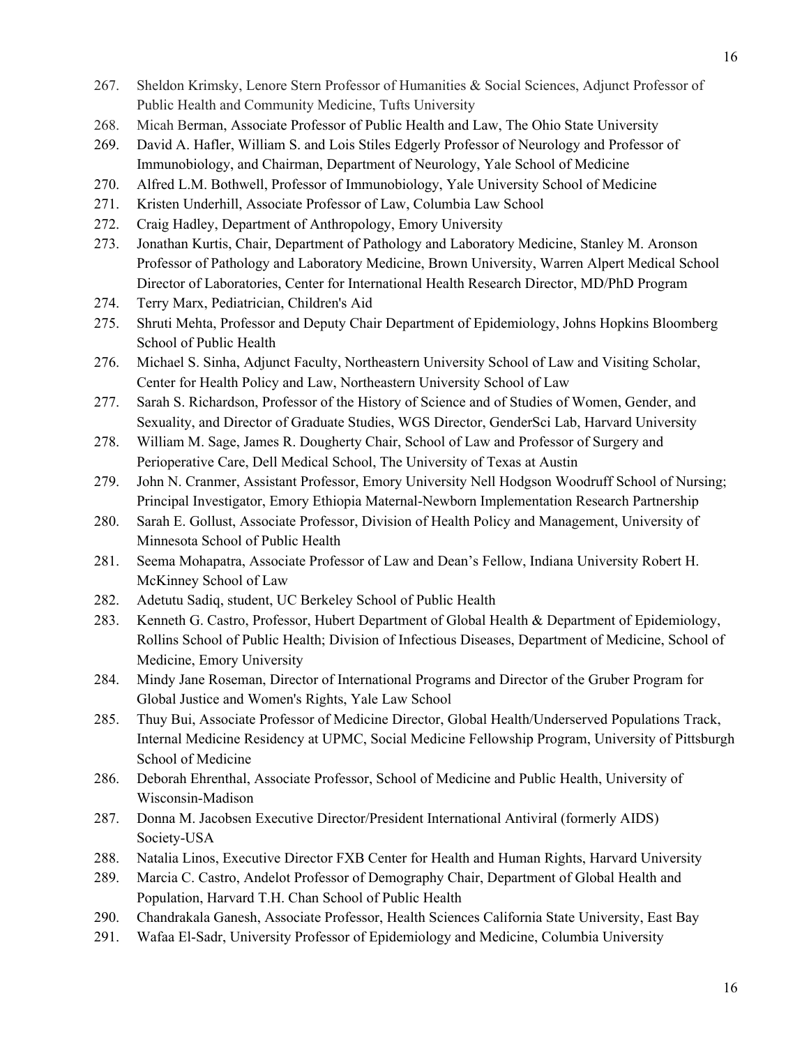267. Sheldon Krimsky, Lenore Stern Professor of Humanities & Social Sciences, Adjunct Professor of Public Health and Community Medicine, Tufts University
268. Micah Berman, Associate Professor of Public Health and Law, The Ohio State University
269. David A. Hafler, William S. and Lois Stiles Edgerly Professor of Neurology and Professor of Immunobiology, and Chairman, Department of Neurology, Yale School of Medicine
270. Alfred L.M. Bothwell, Professor of Immunobiology, Yale University School of Medicine
271. Kristen Underhill, Associate Professor of Law, Columbia Law School
272. Craig Hadley, Department of Anthropology, Emory University
273. Jonathan Kurtis, Chair, Department of Pathology and Laboratory Medicine, Stanley M. Aronson Professor of Pathology and Laboratory Medicine, Brown University, Warren Alpert Medical School Director of Laboratories, Center for International Health Research Director, MD/PhD Program
274. Terry Marx, Pediatrician, Children's Aid
275. Shruti Mehta, Professor and Deputy Chair Department of Epidemiology, Johns Hopkins Bloomberg School of Public Health
276. Michael S. Sinha, Adjunct Faculty, Northeastern University School of Law and Visiting Scholar, Center for Health Policy and Law, Northeastern University School of Law
277. Sarah S. Richardson, Professor of the History of Science and of Studies of Women, Gender, and Sexuality, and Director of Graduate Studies, WGS Director, GenderSci Lab, Harvard University
278. William M. Sage, James R. Dougherty Chair, School of Law and Professor of Surgery and Perioperative Care, Dell Medical School, The University of Texas at Austin
279. John N. Cranmer, Assistant Professor, Emory University Nell Hodgson Woodruff School of Nursing; Principal Investigator, Emory Ethiopia Maternal-Newborn Implementation Research Partnership
280. Sarah E. Gollust, Associate Professor, Division of Health Policy and Management, University of Minnesota School of Public Health
281. Seema Mohapatra, Associate Professor of Law and Dean's Fellow, Indiana University Robert H. McKinney School of Law
282. Adetutu Sadiq, student, UC Berkeley School of Public Health
283. Kenneth G. Castro, Professor, Hubert Department of Global Health & Department of Epidemiology, Rollins School of Public Health; Division of Infectious Diseases, Department of Medicine, School of Medicine, Emory University
284. Mindy Jane Roseman, Director of International Programs and Director of the Gruber Program for Global Justice and Women's Rights, Yale Law School
285. Thuy Bui, Associate Professor of Medicine Director, Global Health/Underserved Populations Track, Internal Medicine Residency at UPMC, Social Medicine Fellowship Program, University of Pittsburgh School of Medicine
286. Deborah Ehrenthal, Associate Professor, School of Medicine and Public Health, University of Wisconsin-Madison
287. Donna M. Jacobsen Executive Director/President International Antiviral (formerly AIDS) Society-USA
288. Natalia Linos, Executive Director FXB Center for Health and Human Rights, Harvard University
289. Marcia C. Castro, Andelot Professor of Demography Chair, Department of Global Health and Population, Harvard T.H. Chan School of Public Health
290. Chandrakala Ganesh, Associate Professor, Health Sciences California State University, East Bay
291. Wafaa El-Sadr, University Professor of Epidemiology and Medicine, Columbia University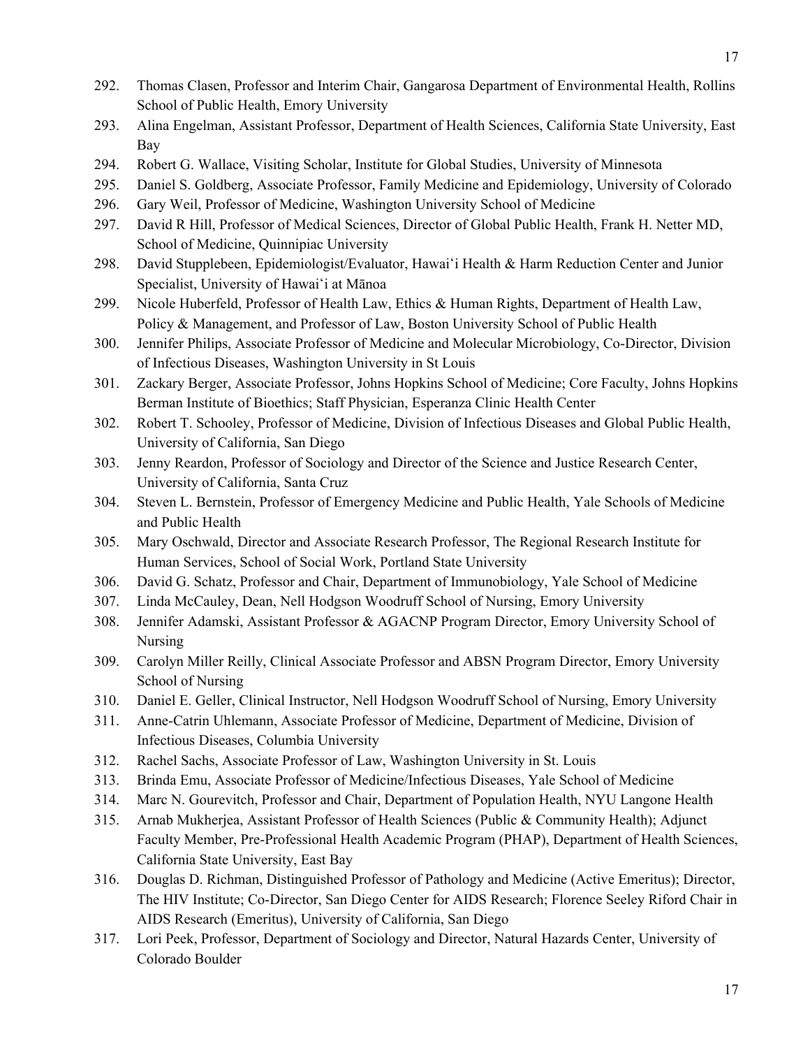292. Thomas Clasen, Professor and Interim Chair, Gangarosa Department of Environmental Health, Rollins School of Public Health, Emory University
293. Alina Engelman, Assistant Professor, Department of Health Sciences, California State University, East Bay
294. Robert G. Wallace, Visiting Scholar, Institute for Global Studies, University of Minnesota
295. Daniel S. Goldberg, Associate Professor, Family Medicine and Epidemiology, University of Colorado
296. Gary Weil, Professor of Medicine, Washington University School of Medicine
297. David R Hill, Professor of Medical Sciences, Director of Global Public Health, Frank H. Netter MD, School of Medicine, Quinnipiac University
298. David Stupplebeen, Epidemiologist/Evaluator, Hawaiʻi Health & Harm Reduction Center and Junior Specialist, University of Hawaiʻi at Mānoa
299. Nicole Huberfeld, Professor of Health Law, Ethics & Human Rights, Department of Health Law, Policy & Management, and Professor of Law, Boston University School of Public Health
300. Jennifer Philips, Associate Professor of Medicine and Molecular Microbiology, Co-Director, Division of Infectious Diseases, Washington University in St Louis
301. Zackary Berger, Associate Professor, Johns Hopkins School of Medicine; Core Faculty, Johns Hopkins Berman Institute of Bioethics; Staff Physician, Esperanza Clinic Health Center
302. Robert T. Schooley, Professor of Medicine, Division of Infectious Diseases and Global Public Health, University of California, San Diego
303. Jenny Reardon, Professor of Sociology and Director of the Science and Justice Research Center, University of California, Santa Cruz
304. Steven L. Bernstein, Professor of Emergency Medicine and Public Health, Yale Schools of Medicine and Public Health
305. Mary Oschwald, Director and Associate Research Professor, The Regional Research Institute for Human Services, School of Social Work, Portland State University
306. David G. Schatz, Professor and Chair, Department of Immunobiology, Yale School of Medicine
307. Linda McCauley, Dean, Nell Hodgson Woodruff School of Nursing, Emory University
308. Jennifer Adamski, Assistant Professor & AGACNP Program Director, Emory University School of Nursing
309. Carolyn Miller Reilly, Clinical Associate Professor and ABSN Program Director, Emory University School of Nursing
310. Daniel E. Geller, Clinical Instructor, Nell Hodgson Woodruff School of Nursing, Emory University
311. Anne-Catrin Uhlemann, Associate Professor of Medicine, Department of Medicine, Division of Infectious Diseases, Columbia University
312. Rachel Sachs, Associate Professor of Law, Washington University in St. Louis
313. Brinda Emu, Associate Professor of Medicine/Infectious Diseases, Yale School of Medicine
314. Marc N. Gourevitch, Professor and Chair, Department of Population Health, NYU Langone Health
315. Arnab Mukherjea, Assistant Professor of Health Sciences (Public & Community Health); Adjunct Faculty Member, Pre-Professional Health Academic Program (PHAP), Department of Health Sciences, California State University, East Bay
316. Douglas D. Richman, Distinguished Professor of Pathology and Medicine (Active Emeritus); Director, The HIV Institute; Co-Director, San Diego Center for AIDS Research; Florence Seeley Riford Chair in AIDS Research (Emeritus), University of California, San Diego
317. Lori Peek, Professor, Department of Sociology and Director, Natural Hazards Center, University of Colorado Boulder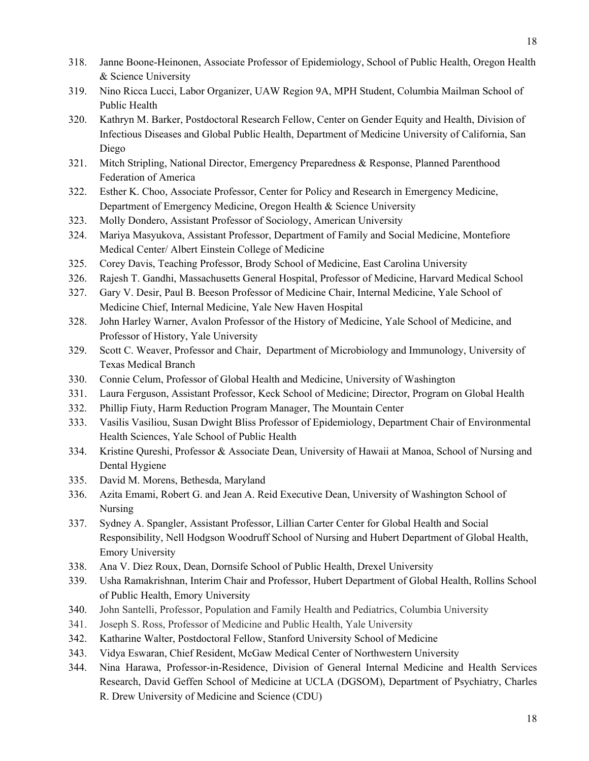318. Janne Boone-Heinonen, Associate Professor of Epidemiology, School of Public Health, Oregon Health & Science University
319. Nino Ricca Lucci, Labor Organizer, UAW Region 9A, MPH Student, Columbia Mailman School of Public Health
320. Kathryn M. Barker, Postdoctoral Research Fellow, Center on Gender Equity and Health, Division of Infectious Diseases and Global Public Health, Department of Medicine University of California, San Diego
321. Mitch Stripling, National Director, Emergency Preparedness & Response, Planned Parenthood Federation of America
322. Esther K. Choo, Associate Professor, Center for Policy and Research in Emergency Medicine, Department of Emergency Medicine, Oregon Health & Science University
323. Molly Dondero, Assistant Professor of Sociology, American University
324. Mariya Masyukova, Assistant Professor, Department of Family and Social Medicine, Montefiore Medical Center/ Albert Einstein College of Medicine
325. Corey Davis, Teaching Professor, Brody School of Medicine, East Carolina University
326. Rajesh T. Gandhi, Massachusetts General Hospital, Professor of Medicine, Harvard Medical School
327. Gary V. Desir, Paul B. Beeson Professor of Medicine Chair, Internal Medicine, Yale School of Medicine Chief, Internal Medicine, Yale New Haven Hospital
328. John Harley Warner, Avalon Professor of the History of Medicine, Yale School of Medicine, and Professor of History, Yale University
329. Scott C. Weaver, Professor and Chair, Department of Microbiology and Immunology, University of Texas Medical Branch
330. Connie Celum, Professor of Global Health and Medicine, University of Washington
331. Laura Ferguson, Assistant Professor, Keck School of Medicine; Director, Program on Global Health
332. Phillip Fiuty, Harm Reduction Program Manager, The Mountain Center
333. Vasilis Vasiliou, Susan Dwight Bliss Professor of Epidemiology, Department Chair of Environmental Health Sciences, Yale School of Public Health
334. Kristine Qureshi, Professor & Associate Dean, University of Hawaii at Manoa, School of Nursing and Dental Hygiene
335. David M. Morens, Bethesda, Maryland
336. Azita Emami, Robert G. and Jean A. Reid Executive Dean, University of Washington School of Nursing
337. Sydney A. Spangler, Assistant Professor, Lillian Carter Center for Global Health and Social Responsibility, Nell Hodgson Woodruff School of Nursing and Hubert Department of Global Health, Emory University
338. Ana V. Diez Roux, Dean, Dornsife School of Public Health, Drexel University
339. Usha Ramakrishnan, Interim Chair and Professor, Hubert Department of Global Health, Rollins School of Public Health, Emory University
340. John Santelli, Professor, Population and Family Health and Pediatrics, Columbia University
341. Joseph S. Ross, Professor of Medicine and Public Health, Yale University
342. Katharine Walter, Postdoctoral Fellow, Stanford University School of Medicine
343. Vidya Eswaran, Chief Resident, McGaw Medical Center of Northwestern University
344. Nina Harawa, Professor-in-Residence, Division of General Internal Medicine and Health Services Research, David Geffen School of Medicine at UCLA (DGSOM), Department of Psychiatry, Charles R. Drew University of Medicine and Science (CDU)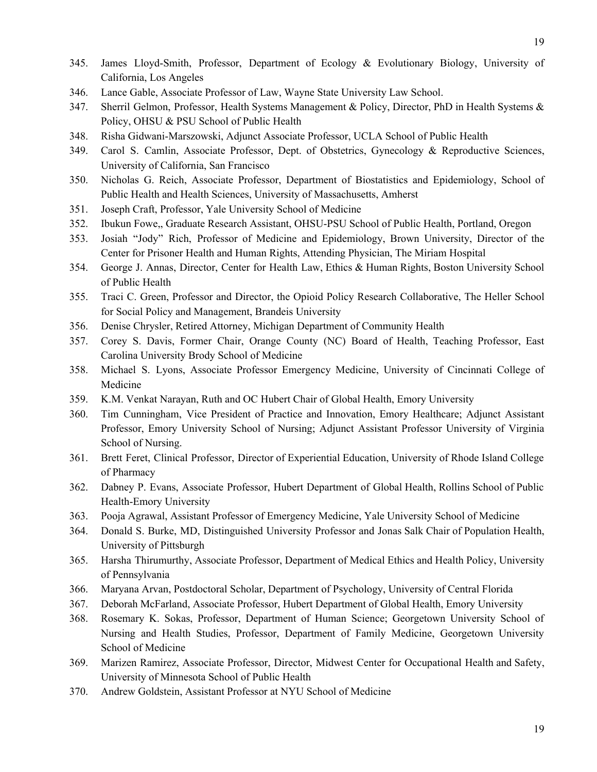345. James Lloyd-Smith, Professor, Department of Ecology & Evolutionary Biology, University of California, Los Angeles
346. Lance Gable, Associate Professor of Law, Wayne State University Law School.
347. Sherril Gelmon, Professor, Health Systems Management & Policy, Director, PhD in Health Systems & Policy, OHSU & PSU School of Public Health
348. Risha Gidwani-Marszowski, Adjunct Associate Professor, UCLA School of Public Health
349. Carol S. Camlin, Associate Professor, Dept. of Obstetrics, Gynecology & Reproductive Sciences, University of California, San Francisco
350. Nicholas G. Reich, Associate Professor, Department of Biostatistics and Epidemiology, School of Public Health and Health Sciences, University of Massachusetts, Amherst
351. Joseph Craft, Professor, Yale University School of Medicine
352. Ibukun Fowe,, Graduate Research Assistant, OHSU-PSU School of Public Health, Portland, Oregon
353. Josiah "Jody" Rich, Professor of Medicine and Epidemiology, Brown University, Director of the Center for Prisoner Health and Human Rights, Attending Physician, The Miriam Hospital
354. George J. Annas, Director, Center for Health Law, Ethics & Human Rights, Boston University School of Public Health
355. Traci C. Green, Professor and Director, the Opioid Policy Research Collaborative, The Heller School for Social Policy and Management, Brandeis University
356. Denise Chrysler, Retired Attorney, Michigan Department of Community Health
357. Corey S. Davis, Former Chair, Orange County (NC) Board of Health, Teaching Professor, East Carolina University Brody School of Medicine
358. Michael S. Lyons, Associate Professor Emergency Medicine, University of Cincinnati College of Medicine
359. K.M. Venkat Narayan, Ruth and OC Hubert Chair of Global Health, Emory University
360. Tim Cunningham, Vice President of Practice and Innovation, Emory Healthcare; Adjunct Assistant Professor, Emory University School of Nursing; Adjunct Assistant Professor University of Virginia School of Nursing.
361. Brett Feret, Clinical Professor, Director of Experiential Education, University of Rhode Island College of Pharmacy
362. Dabney P. Evans, Associate Professor, Hubert Department of Global Health, Rollins School of Public Health-Emory University
363. Pooja Agrawal, Assistant Professor of Emergency Medicine, Yale University School of Medicine
364. Donald S. Burke, MD, Distinguished University Professor and Jonas Salk Chair of Population Health, University of Pittsburgh
365. Harsha Thirumurthy, Associate Professor, Department of Medical Ethics and Health Policy, University of Pennsylvania
366. Maryana Arvan, Postdoctoral Scholar, Department of Psychology, University of Central Florida
367. Deborah McFarland, Associate Professor, Hubert Department of Global Health, Emory University
368. Rosemary K. Sokas, Professor, Department of Human Science; Georgetown University School of Nursing and Health Studies, Professor, Department of Family Medicine, Georgetown University School of Medicine
369. Marizen Ramirez, Associate Professor, Director, Midwest Center for Occupational Health and Safety, University of Minnesota School of Public Health
370. Andrew Goldstein, Assistant Professor at NYU School of Medicine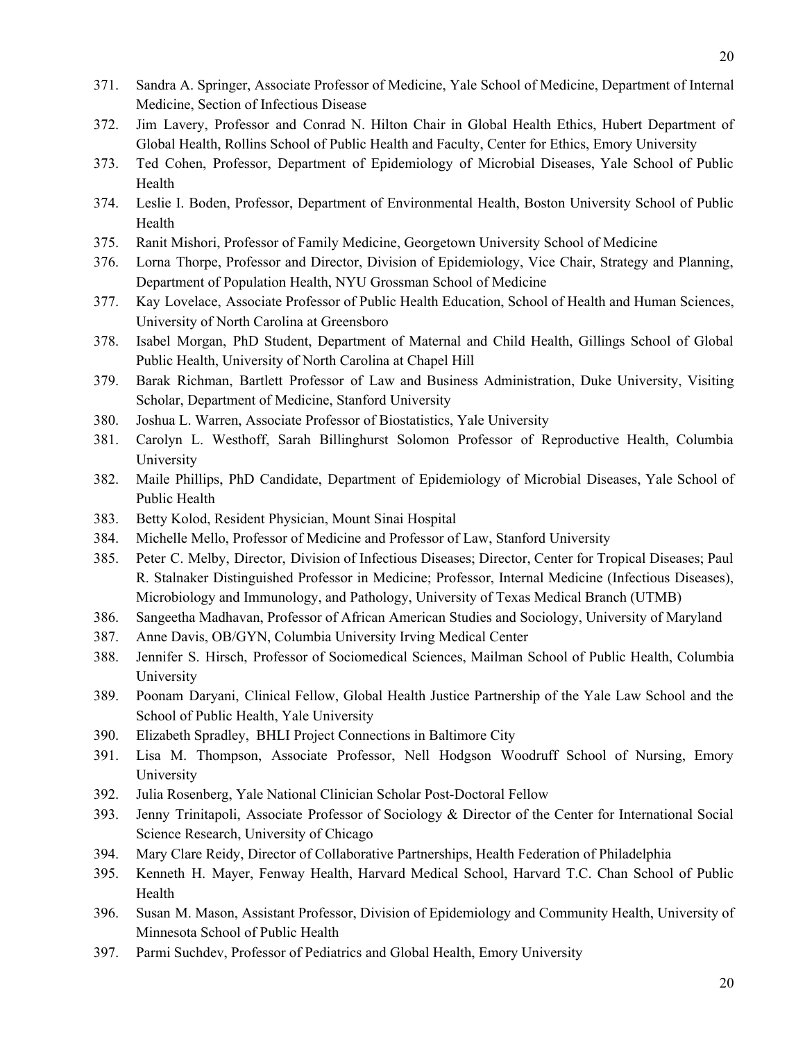371. Sandra A. Springer, Associate Professor of Medicine, Yale School of Medicine, Department of Internal Medicine, Section of Infectious Disease
372. Jim Lavery, Professor and Conrad N. Hilton Chair in Global Health Ethics, Hubert Department of Global Health, Rollins School of Public Health and Faculty, Center for Ethics, Emory University
373. Ted Cohen, Professor, Department of Epidemiology of Microbial Diseases, Yale School of Public Health
374. Leslie I. Boden, Professor, Department of Environmental Health, Boston University School of Public Health
375. Ranit Mishori, Professor of Family Medicine, Georgetown University School of Medicine
376. Lorna Thorpe, Professor and Director, Division of Epidemiology, Vice Chair, Strategy and Planning, Department of Population Health, NYU Grossman School of Medicine
377. Kay Lovelace, Associate Professor of Public Health Education, School of Health and Human Sciences, University of North Carolina at Greensboro
378. Isabel Morgan, PhD Student, Department of Maternal and Child Health, Gillings School of Global Public Health, University of North Carolina at Chapel Hill
379. Barak Richman, Bartlett Professor of Law and Business Administration, Duke University, Visiting Scholar, Department of Medicine, Stanford University
380. Joshua L. Warren, Associate Professor of Biostatistics, Yale University
381. Carolyn L. Westhoff, Sarah Billinghurst Solomon Professor of Reproductive Health, Columbia University
382. Maile Phillips, PhD Candidate, Department of Epidemiology of Microbial Diseases, Yale School of Public Health
383. Betty Kolod, Resident Physician, Mount Sinai Hospital
384. Michelle Mello, Professor of Medicine and Professor of Law, Stanford University
385. Peter C. Melby, Director, Division of Infectious Diseases; Director, Center for Tropical Diseases; Paul R. Stalnaker Distinguished Professor in Medicine; Professor, Internal Medicine (Infectious Diseases), Microbiology and Immunology, and Pathology, University of Texas Medical Branch (UTMB)
386. Sangeetha Madhavan, Professor of African American Studies and Sociology, University of Maryland
387. Anne Davis, OB/GYN, Columbia University Irving Medical Center
388. Jennifer S. Hirsch, Professor of Sociomedical Sciences, Mailman School of Public Health, Columbia University
389. Poonam Daryani, Clinical Fellow, Global Health Justice Partnership of the Yale Law School and the School of Public Health, Yale University
390. Elizabeth Spradley, BHLI Project Connections in Baltimore City
391. Lisa M. Thompson, Associate Professor, Nell Hodgson Woodruff School of Nursing, Emory University
392. Julia Rosenberg, Yale National Clinician Scholar Post-Doctoral Fellow
393. Jenny Trinitapoli, Associate Professor of Sociology & Director of the Center for International Social Science Research, University of Chicago
394. Mary Clare Reidy, Director of Collaborative Partnerships, Health Federation of Philadelphia
395. Kenneth H. Mayer, Fenway Health, Harvard Medical School, Harvard T.C. Chan School of Public Health
396. Susan M. Mason, Assistant Professor, Division of Epidemiology and Community Health, University of Minnesota School of Public Health
397. Parmi Suchdev, Professor of Pediatrics and Global Health, Emory University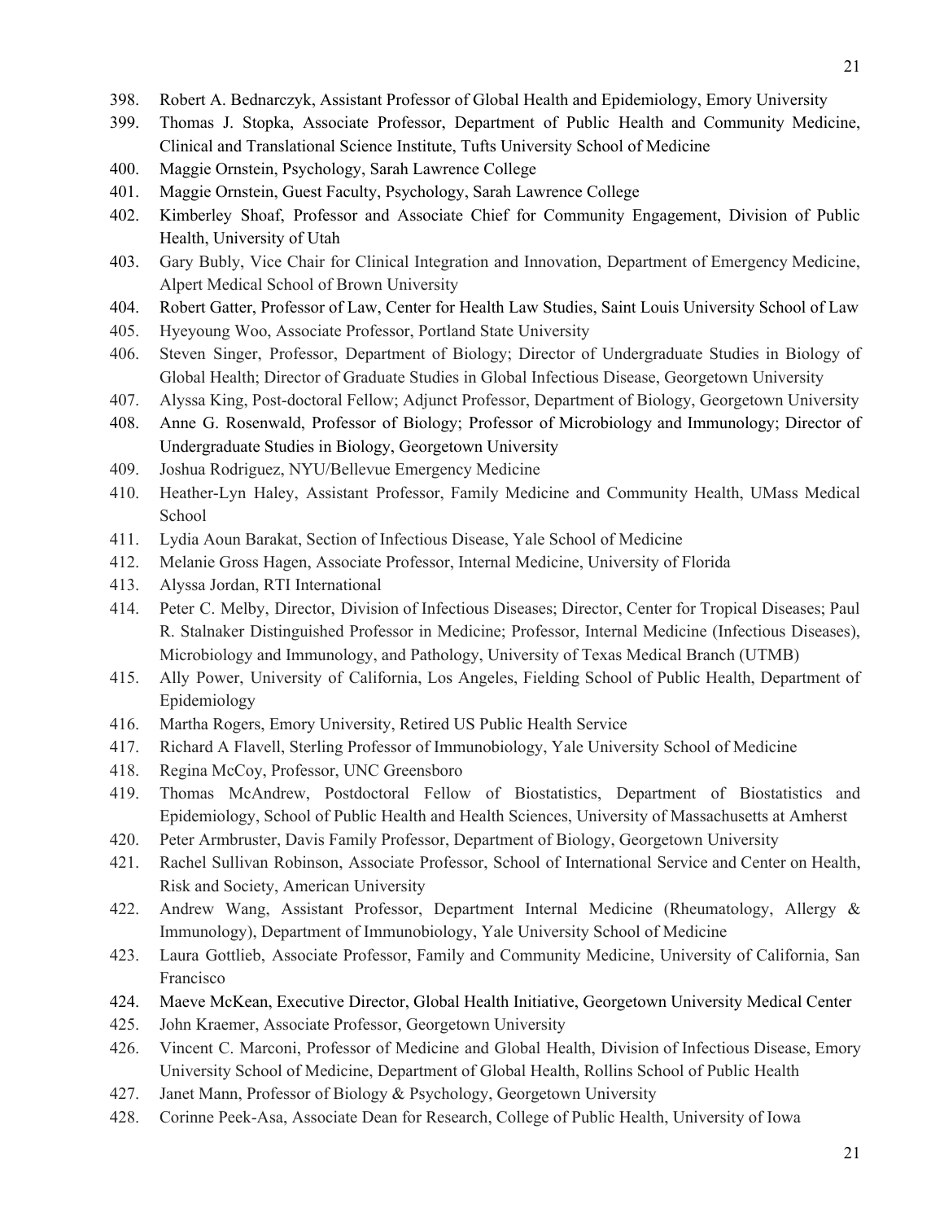398. Robert A. Bednarczyk, Assistant Professor of Global Health and Epidemiology, Emory University
399. Thomas J. Stopka, Associate Professor, Department of Public Health and Community Medicine, Clinical and Translational Science Institute, Tufts University School of Medicine
400. Maggie Ornstein, Psychology, Sarah Lawrence College
401. Maggie Ornstein, Guest Faculty, Psychology, Sarah Lawrence College
402. Kimberley Shoaf, Professor and Associate Chief for Community Engagement, Division of Public Health, University of Utah
403. Gary Bubly, Vice Chair for Clinical Integration and Innovation, Department of Emergency Medicine, Alpert Medical School of Brown University
404. Robert Gatter, Professor of Law, Center for Health Law Studies, Saint Louis University School of Law
405. Hyeyoung Woo, Associate Professor, Portland State University
406. Steven Singer, Professor, Department of Biology; Director of Undergraduate Studies in Biology of Global Health; Director of Graduate Studies in Global Infectious Disease, Georgetown University
407. Alyssa King, Post-doctoral Fellow; Adjunct Professor, Department of Biology, Georgetown University
408. Anne G. Rosenwald, Professor of Biology; Professor of Microbiology and Immunology; Director of Undergraduate Studies in Biology, Georgetown University
409. Joshua Rodriguez, NYU/Bellevue Emergency Medicine
410. Heather-Lyn Haley, Assistant Professor, Family Medicine and Community Health, UMass Medical School
411. Lydia Aoun Barakat, Section of Infectious Disease, Yale School of Medicine
412. Melanie Gross Hagen, Associate Professor, Internal Medicine, University of Florida
413. Alyssa Jordan, RTI International
414. Peter C. Melby, Director, Division of Infectious Diseases; Director, Center for Tropical Diseases; Paul R. Stalnaker Distinguished Professor in Medicine; Professor, Internal Medicine (Infectious Diseases), Microbiology and Immunology, and Pathology, University of Texas Medical Branch (UTMB)
415. Ally Power, University of California, Los Angeles, Fielding School of Public Health, Department of Epidemiology
416. Martha Rogers, Emory University, Retired US Public Health Service
417. Richard A Flavell, Sterling Professor of Immunobiology, Yale University School of Medicine
418. Regina McCoy, Professor, UNC Greensboro
419. Thomas McAndrew, Postdoctoral Fellow of Biostatistics, Department of Biostatistics and Epidemiology, School of Public Health and Health Sciences, University of Massachusetts at Amherst
420. Peter Armbruster, Davis Family Professor, Department of Biology, Georgetown University
421. Rachel Sullivan Robinson, Associate Professor, School of International Service and Center on Health, Risk and Society, American University
422. Andrew Wang, Assistant Professor, Department Internal Medicine (Rheumatology, Allergy & Immunology), Department of Immunobiology, Yale University School of Medicine
423. Laura Gottlieb, Associate Professor, Family and Community Medicine, University of California, San Francisco
424. Maeve McKean, Executive Director, Global Health Initiative, Georgetown University Medical Center
425. John Kraemer, Associate Professor, Georgetown University
426. Vincent C. Marconi, Professor of Medicine and Global Health, Division of Infectious Disease, Emory University School of Medicine, Department of Global Health, Rollins School of Public Health
427. Janet Mann, Professor of Biology & Psychology, Georgetown University
428. Corinne Peek-Asa, Associate Dean for Research, College of Public Health, University of Iowa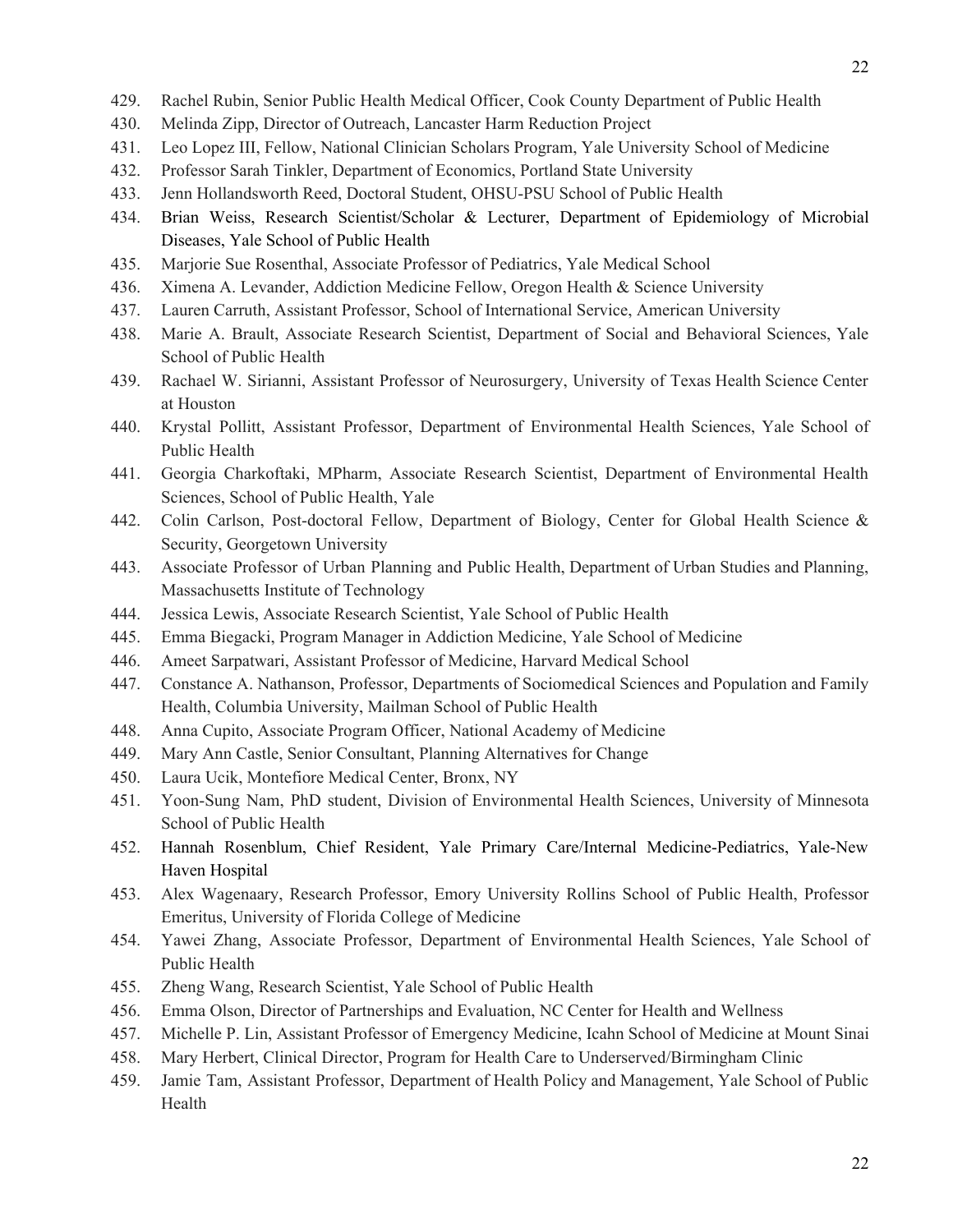429. Rachel Rubin, Senior Public Health Medical Officer, Cook County Department of Public Health
430. Melinda Zipp, Director of Outreach, Lancaster Harm Reduction Project
431. Leo Lopez III, Fellow, National Clinician Scholars Program, Yale University School of Medicine
432. Professor Sarah Tinkler, Department of Economics, Portland State University
433. Jenn Hollandsworth Reed, Doctoral Student, OHSU-PSU School of Public Health
434. Brian Weiss, Research Scientist/Scholar & Lecturer, Department of Epidemiology of Microbial Diseases, Yale School of Public Health
435. Marjorie Sue Rosenthal, Associate Professor of Pediatrics, Yale Medical School
436. Ximena A. Levander, Addiction Medicine Fellow, Oregon Health & Science University
437. Lauren Carruth, Assistant Professor, School of International Service, American University
438. Marie A. Brault, Associate Research Scientist, Department of Social and Behavioral Sciences, Yale School of Public Health
439. Rachael W. Sirianni, Assistant Professor of Neurosurgery, University of Texas Health Science Center at Houston
440. Krystal Pollitt, Assistant Professor, Department of Environmental Health Sciences, Yale School of Public Health
441. Georgia Charkoftaki, MPharm, Associate Research Scientist, Department of Environmental Health Sciences, School of Public Health, Yale
442. Colin Carlson, Post-doctoral Fellow, Department of Biology, Center for Global Health Science & Security, Georgetown University
443. Associate Professor of Urban Planning and Public Health, Department of Urban Studies and Planning, Massachusetts Institute of Technology
444. Jessica Lewis, Associate Research Scientist, Yale School of Public Health
445. Emma Biegacki, Program Manager in Addiction Medicine, Yale School of Medicine
446. Ameet Sarpatwari, Assistant Professor of Medicine, Harvard Medical School
447. Constance A. Nathanson, Professor, Departments of Sociomedical Sciences and Population and Family Health, Columbia University, Mailman School of Public Health
448. Anna Cupito, Associate Program Officer, National Academy of Medicine
449. Mary Ann Castle, Senior Consultant, Planning Alternatives for Change
450. Laura Ucik, Montefiore Medical Center, Bronx, NY
451. Yoon-Sung Nam, PhD student, Division of Environmental Health Sciences, University of Minnesota School of Public Health
452. Hannah Rosenblum, Chief Resident, Yale Primary Care/Internal Medicine-Pediatrics, Yale-New Haven Hospital
453. Alex Wagenaary, Research Professor, Emory University Rollins School of Public Health, Professor Emeritus, University of Florida College of Medicine
454. Yawei Zhang, Associate Professor, Department of Environmental Health Sciences, Yale School of Public Health
455. Zheng Wang, Research Scientist, Yale School of Public Health
456. Emma Olson, Director of Partnerships and Evaluation, NC Center for Health and Wellness
457. Michelle P. Lin, Assistant Professor of Emergency Medicine, Icahn School of Medicine at Mount Sinai
458. Mary Herbert, Clinical Director, Program for Health Care to Underserved/Birmingham Clinic
459. Jamie Tam, Assistant Professor, Department of Health Policy and Management, Yale School of Public Health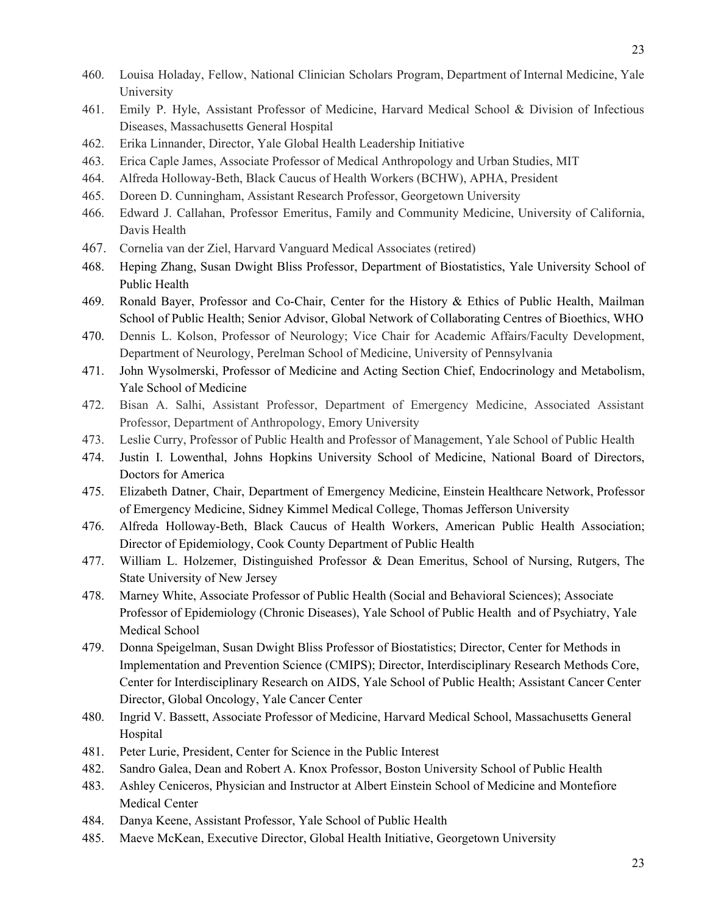460. Louisa Holaday, Fellow, National Clinician Scholars Program, Department of Internal Medicine, Yale University
461. Emily P. Hyle, Assistant Professor of Medicine, Harvard Medical School & Division of Infectious Diseases, Massachusetts General Hospital
462. Erika Linnander, Director, Yale Global Health Leadership Initiative
463. Erica Caple James, Associate Professor of Medical Anthropology and Urban Studies, MIT
464. Alfreda Holloway-Beth, Black Caucus of Health Workers (BCHW), APHA, President
465. Doreen D. Cunningham, Assistant Research Professor, Georgetown University
466. Edward J. Callahan, Professor Emeritus, Family and Community Medicine, University of California, Davis Health
467. Cornelia van der Ziel, Harvard Vanguard Medical Associates (retired)
468. Heping Zhang, Susan Dwight Bliss Professor, Department of Biostatistics, Yale University School of Public Health
469. Ronald Bayer, Professor and Co-Chair, Center for the History & Ethics of Public Health, Mailman School of Public Health; Senior Advisor, Global Network of Collaborating Centres of Bioethics, WHO
470. Dennis L. Kolson, Professor of Neurology; Vice Chair for Academic Affairs/Faculty Development, Department of Neurology, Perelman School of Medicine, University of Pennsylvania
471. John Wysolmerski, Professor of Medicine and Acting Section Chief, Endocrinology and Metabolism, Yale School of Medicine
472. Bisan A. Salhi, Assistant Professor, Department of Emergency Medicine, Associated Assistant Professor, Department of Anthropology, Emory University
473. Leslie Curry, Professor of Public Health and Professor of Management, Yale School of Public Health
474. Justin I. Lowenthal, Johns Hopkins University School of Medicine, National Board of Directors, Doctors for America
475. Elizabeth Datner, Chair, Department of Emergency Medicine, Einstein Healthcare Network, Professor of Emergency Medicine, Sidney Kimmel Medical College, Thomas Jefferson University
476. Alfreda Holloway-Beth, Black Caucus of Health Workers, American Public Health Association; Director of Epidemiology, Cook County Department of Public Health
477. William L. Holzemer, Distinguished Professor & Dean Emeritus, School of Nursing, Rutgers, The State University of New Jersey
478. Marney White, Associate Professor of Public Health (Social and Behavioral Sciences); Associate Professor of Epidemiology (Chronic Diseases), Yale School of Public Health and of Psychiatry, Yale Medical School
479. Donna Speigelman, Susan Dwight Bliss Professor of Biostatistics; Director, Center for Methods in Implementation and Prevention Science (CMIPS); Director, Interdisciplinary Research Methods Core, Center for Interdisciplinary Research on AIDS, Yale School of Public Health; Assistant Cancer Center Director, Global Oncology, Yale Cancer Center
480. Ingrid V. Bassett, Associate Professor of Medicine, Harvard Medical School, Massachusetts General Hospital
481. Peter Lurie, President, Center for Science in the Public Interest
482. Sandro Galea, Dean and Robert A. Knox Professor, Boston University School of Public Health
483. Ashley Ceniceros, Physician and Instructor at Albert Einstein School of Medicine and Montefiore Medical Center
484. Danya Keene, Assistant Professor, Yale School of Public Health
485. Maeve McKean, Executive Director, Global Health Initiative, Georgetown University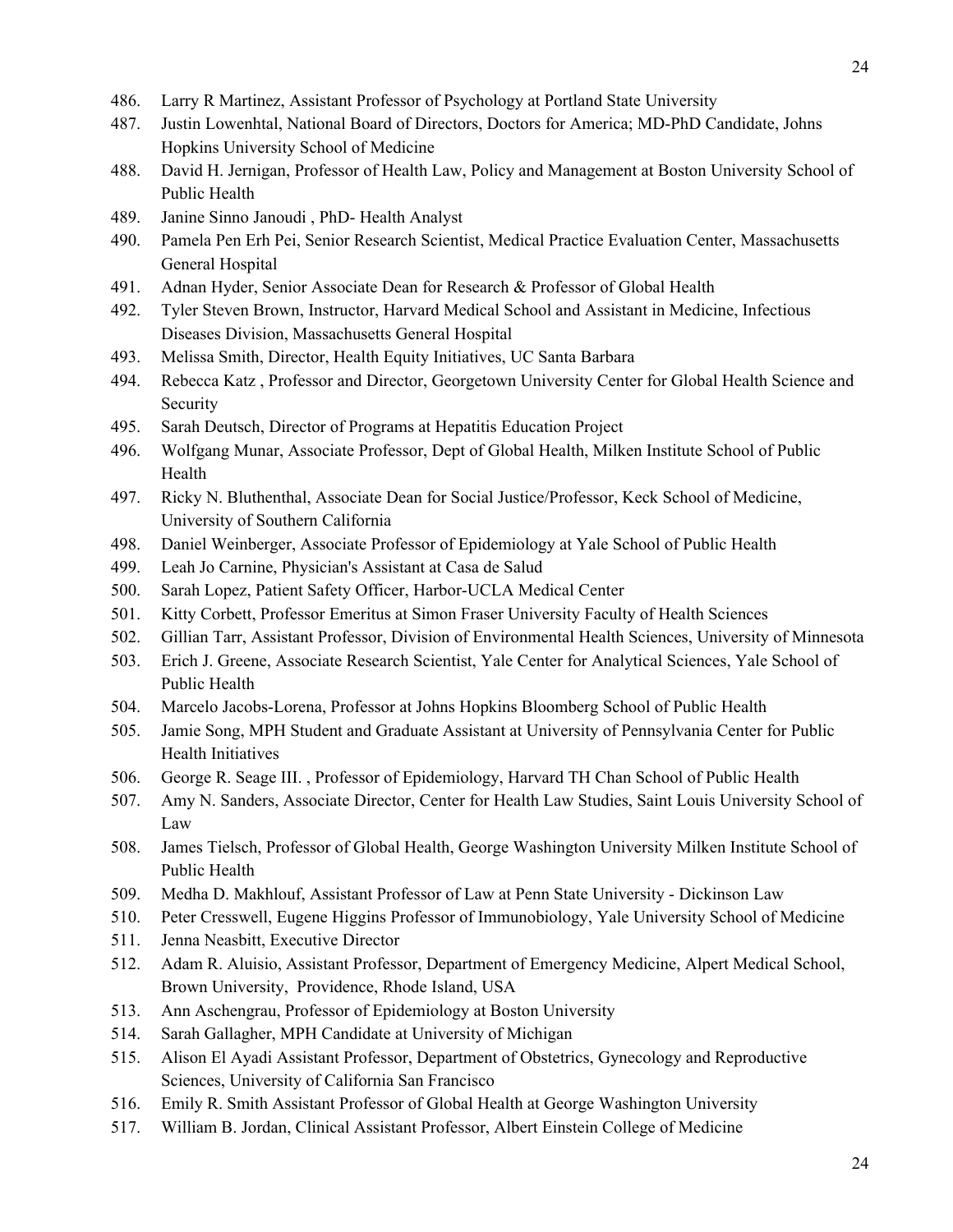486. Larry R Martinez, Assistant Professor of Psychology at Portland State University
487. Justin Lowenhtal, National Board of Directors, Doctors for America; MD-PhD Candidate, Johns Hopkins University School of Medicine
488. David H. Jernigan, Professor of Health Law, Policy and Management at Boston University School of Public Health
489. Janine Sinno Janoudi , PhD- Health Analyst
490. Pamela Pen Erh Pei, Senior Research Scientist, Medical Practice Evaluation Center, Massachusetts General Hospital
491. Adnan Hyder, Senior Associate Dean for Research & Professor of Global Health
492. Tyler Steven Brown, Instructor, Harvard Medical School and Assistant in Medicine, Infectious Diseases Division, Massachusetts General Hospital
493. Melissa Smith, Director, Health Equity Initiatives, UC Santa Barbara
494. Rebecca Katz , Professor and Director, Georgetown University Center for Global Health Science and Security
495. Sarah Deutsch, Director of Programs at Hepatitis Education Project
496. Wolfgang Munar, Associate Professor, Dept of Global Health, Milken Institute School of Public Health
497. Ricky N. Bluthenthal, Associate Dean for Social Justice/Professor, Keck School of Medicine, University of Southern California
498. Daniel Weinberger, Associate Professor of Epidemiology at Yale School of Public Health
499. Leah Jo Carnine, Physician's Assistant at Casa de Salud
500. Sarah Lopez, Patient Safety Officer, Harbor-UCLA Medical Center
501. Kitty Corbett, Professor Emeritus at Simon Fraser University Faculty of Health Sciences
502. Gillian Tarr, Assistant Professor, Division of Environmental Health Sciences, University of Minnesota
503. Erich J. Greene, Associate Research Scientist, Yale Center for Analytical Sciences, Yale School of Public Health
504. Marcelo Jacobs-Lorena, Professor at Johns Hopkins Bloomberg School of Public Health
505. Jamie Song, MPH Student and Graduate Assistant at University of Pennsylvania Center for Public Health Initiatives
506. George R. Seage III. , Professor of Epidemiology, Harvard TH Chan School of Public Health
507. Amy N. Sanders, Associate Director, Center for Health Law Studies, Saint Louis University School of Law
508. James Tielsch, Professor of Global Health, George Washington University Milken Institute School of Public Health
509. Medha D. Makhlouf, Assistant Professor of Law at Penn State University - Dickinson Law
510. Peter Cresswell, Eugene Higgins Professor of Immunobiology, Yale University School of Medicine
511. Jenna Neasbitt, Executive Director
512. Adam R. Aluisio, Assistant Professor, Department of Emergency Medicine, Alpert Medical School, Brown University, Providence, Rhode Island, USA
513. Ann Aschengrau, Professor of Epidemiology at Boston University
514. Sarah Gallagher, MPH Candidate at University of Michigan
515. Alison El Ayadi Assistant Professor, Department of Obstetrics, Gynecology and Reproductive Sciences, University of California San Francisco
516. Emily R. Smith Assistant Professor of Global Health at George Washington University
517. William B. Jordan, Clinical Assistant Professor, Albert Einstein College of Medicine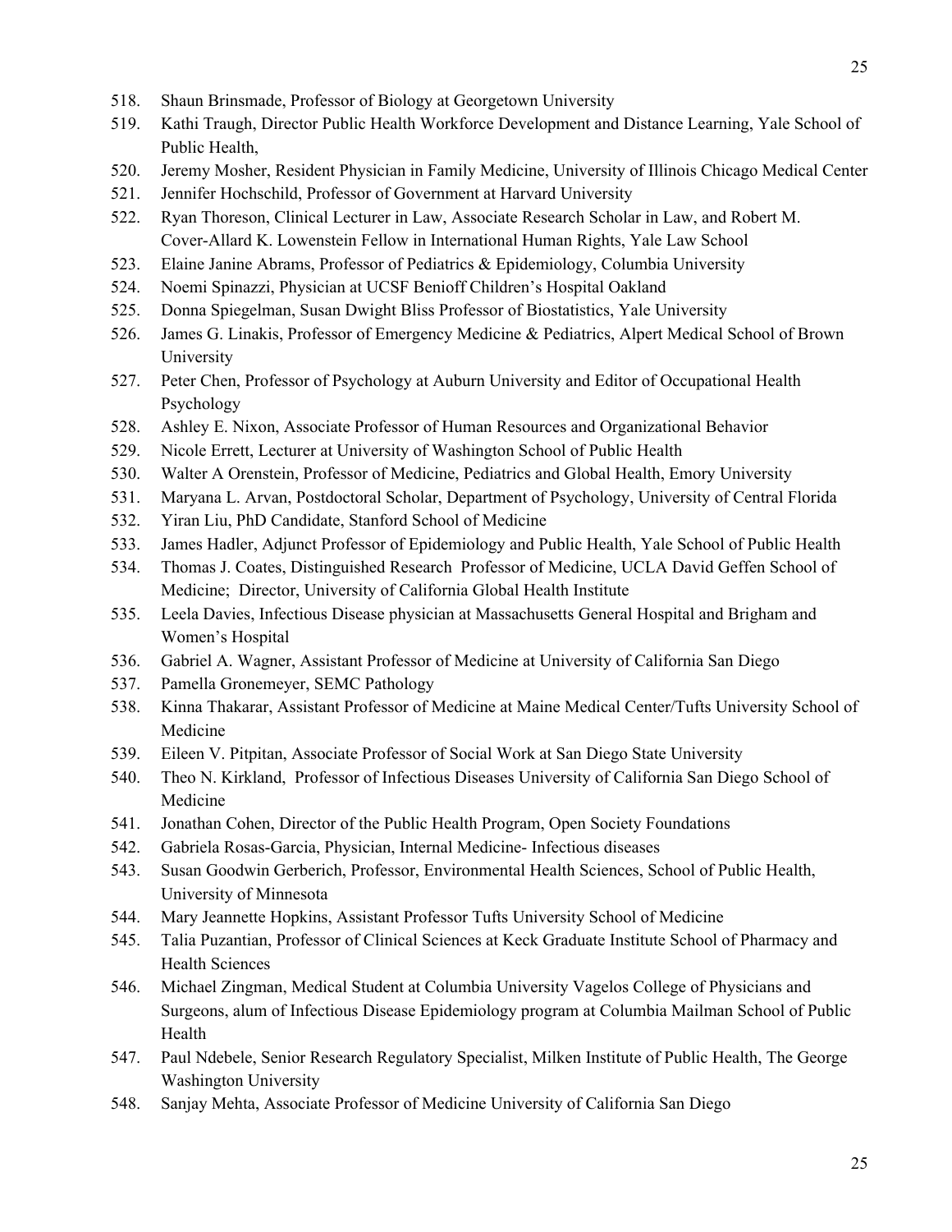518. Shaun Brinsmade, Professor of Biology at Georgetown University
519. Kathi Traugh, Director Public Health Workforce Development and Distance Learning, Yale School of Public Health,
520. Jeremy Mosher, Resident Physician in Family Medicine, University of Illinois Chicago Medical Center
521. Jennifer Hochschild, Professor of Government at Harvard University
522. Ryan Thoreson, Clinical Lecturer in Law, Associate Research Scholar in Law, and Robert M. Cover-Allard K. Lowenstein Fellow in International Human Rights, Yale Law School
523. Elaine Janine Abrams, Professor of Pediatrics & Epidemiology, Columbia University
524. Noemi Spinazzi, Physician at UCSF Benioff Children's Hospital Oakland
525. Donna Spiegelman, Susan Dwight Bliss Professor of Biostatistics, Yale University
526. James G. Linakis, Professor of Emergency Medicine & Pediatrics, Alpert Medical School of Brown University
527. Peter Chen, Professor of Psychology at Auburn University and Editor of Occupational Health Psychology
528. Ashley E. Nixon, Associate Professor of Human Resources and Organizational Behavior
529. Nicole Errett, Lecturer at University of Washington School of Public Health
530. Walter A Orenstein, Professor of Medicine, Pediatrics and Global Health, Emory University
531. Maryana L. Arvan, Postdoctoral Scholar, Department of Psychology, University of Central Florida
532. Yiran Liu, PhD Candidate, Stanford School of Medicine
533. James Hadler, Adjunct Professor of Epidemiology and Public Health, Yale School of Public Health
534. Thomas J. Coates, Distinguished Research Professor of Medicine, UCLA David Geffen School of Medicine; Director, University of California Global Health Institute
535. Leela Davies, Infectious Disease physician at Massachusetts General Hospital and Brigham and Women's Hospital
536. Gabriel A. Wagner, Assistant Professor of Medicine at University of California San Diego
537. Pamella Gronemeyer, SEMC Pathology
538. Kinna Thakarar, Assistant Professor of Medicine at Maine Medical Center/Tufts University School of Medicine
539. Eileen V. Pitpitan, Associate Professor of Social Work at San Diego State University
540. Theo N. Kirkland, Professor of Infectious Diseases University of California San Diego School of Medicine
541. Jonathan Cohen, Director of the Public Health Program, Open Society Foundations
542. Gabriela Rosas-Garcia, Physician, Internal Medicine- Infectious diseases
543. Susan Goodwin Gerberich, Professor, Environmental Health Sciences, School of Public Health, University of Minnesota
544. Mary Jeannette Hopkins, Assistant Professor Tufts University School of Medicine
545. Talia Puzantian, Professor of Clinical Sciences at Keck Graduate Institute School of Pharmacy and Health Sciences
546. Michael Zingman, Medical Student at Columbia University Vagelos College of Physicians and Surgeons, alum of Infectious Disease Epidemiology program at Columbia Mailman School of Public Health
547. Paul Ndebele, Senior Research Regulatory Specialist, Milken Institute of Public Health, The George Washington University
548. Sanjay Mehta, Associate Professor of Medicine University of California San Diego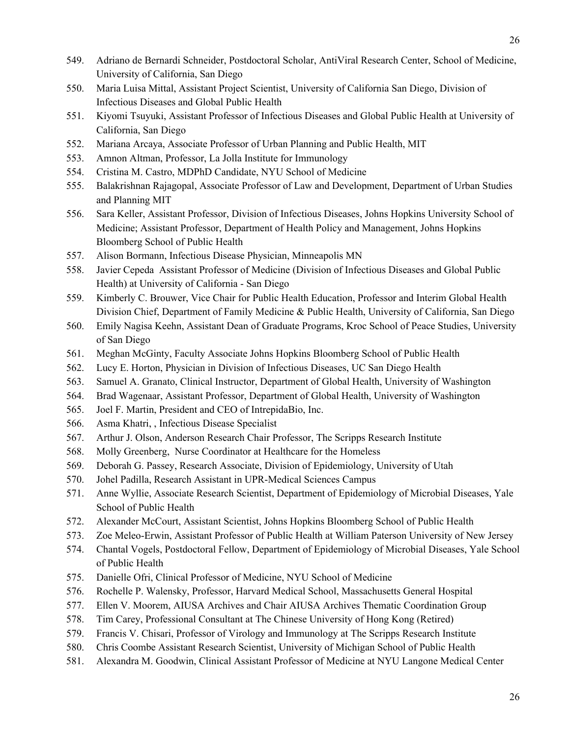549. Adriano de Bernardi Schneider, Postdoctoral Scholar, AntiViral Research Center, School of Medicine, University of California, San Diego
550. Maria Luisa Mittal, Assistant Project Scientist, University of California San Diego, Division of Infectious Diseases and Global Public Health
551. Kiyomi Tsuyuki, Assistant Professor of Infectious Diseases and Global Public Health at University of California, San Diego
552. Mariana Arcaya, Associate Professor of Urban Planning and Public Health, MIT
553. Amnon Altman, Professor, La Jolla Institute for Immunology
554. Cristina M. Castro, MDPhD Candidate, NYU School of Medicine
555. Balakrishnan Rajagopal, Associate Professor of Law and Development, Department of Urban Studies and Planning MIT
556. Sara Keller, Assistant Professor, Division of Infectious Diseases, Johns Hopkins University School of Medicine; Assistant Professor, Department of Health Policy and Management, Johns Hopkins Bloomberg School of Public Health
557. Alison Bormann, Infectious Disease Physician, Minneapolis MN
558. Javier Cepeda  Assistant Professor of Medicine (Division of Infectious Diseases and Global Public Health) at University of California - San Diego
559. Kimberly C. Brouwer, Vice Chair for Public Health Education, Professor and Interim Global Health Division Chief, Department of Family Medicine & Public Health, University of California, San Diego
560. Emily Nagisa Keehn, Assistant Dean of Graduate Programs, Kroc School of Peace Studies, University of San Diego
561. Meghan McGinty, Faculty Associate Johns Hopkins Bloomberg School of Public Health
562. Lucy E. Horton, Physician in Division of Infectious Diseases, UC San Diego Health
563. Samuel A. Granato, Clinical Instructor, Department of Global Health, University of Washington
564. Brad Wagenaar, Assistant Professor, Department of Global Health, University of Washington
565. Joel F. Martin, President and CEO of IntrepidaBio, Inc.
566. Asma Khatri, , Infectious Disease Specialist
567. Arthur J. Olson, Anderson Research Chair Professor, The Scripps Research Institute
568. Molly Greenberg,  Nurse Coordinator at Healthcare for the Homeless
569. Deborah G. Passey, Research Associate, Division of Epidemiology, University of Utah
570. Johel Padilla, Research Assistant in UPR-Medical Sciences Campus
571. Anne Wyllie, Associate Research Scientist, Department of Epidemiology of Microbial Diseases, Yale School of Public Health
572. Alexander McCourt, Assistant Scientist, Johns Hopkins Bloomberg School of Public Health
573. Zoe Meleo-Erwin, Assistant Professor of Public Health at William Paterson University of New Jersey
574. Chantal Vogels, Postdoctoral Fellow, Department of Epidemiology of Microbial Diseases, Yale School of Public Health
575. Danielle Ofri, Clinical Professor of Medicine, NYU School of Medicine
576. Rochelle P. Walensky, Professor, Harvard Medical School, Massachusetts General Hospital
577. Ellen V. Moorem, AIUSA Archives and Chair AIUSA Archives Thematic Coordination Group
578. Tim Carey, Professional Consultant at The Chinese University of Hong Kong (Retired)
579. Francis V. Chisari, Professor of Virology and Immunology at The Scripps Research Institute
580. Chris Coombe Assistant Research Scientist, University of Michigan School of Public Health
581. Alexandra M. Goodwin, Clinical Assistant Professor of Medicine at NYU Langone Medical Center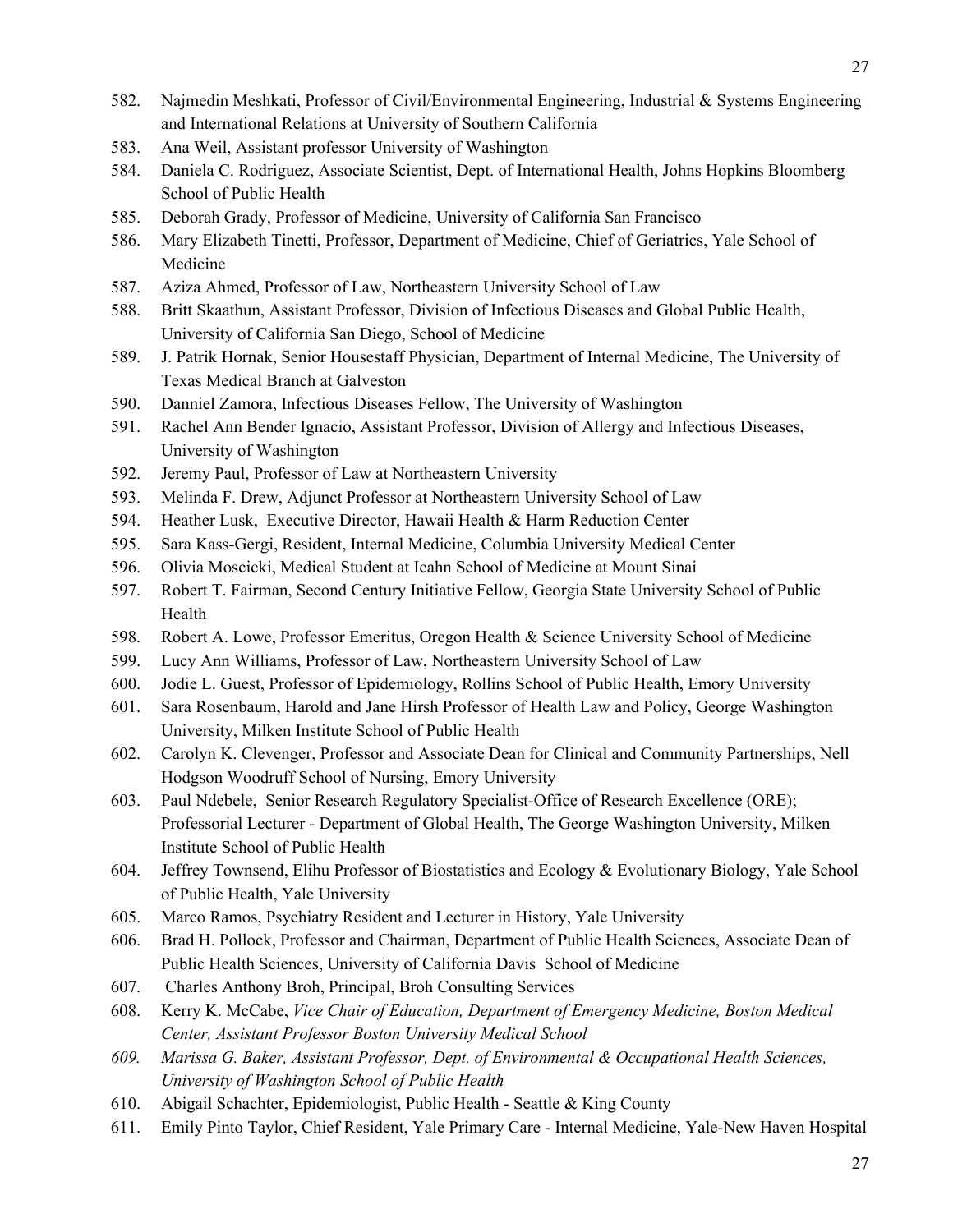582. Najmedin Meshkati, Professor of Civil/Environmental Engineering, Industrial & Systems Engineering and International Relations at University of Southern California
583. Ana Weil, Assistant professor University of Washington
584. Daniela C. Rodriguez, Associate Scientist, Dept. of International Health, Johns Hopkins Bloomberg School of Public Health
585. Deborah Grady, Professor of Medicine, University of California San Francisco
586. Mary Elizabeth Tinetti, Professor, Department of Medicine, Chief of Geriatrics, Yale School of Medicine
587. Aziza Ahmed, Professor of Law, Northeastern University School of Law
588. Britt Skaathun, Assistant Professor, Division of Infectious Diseases and Global Public Health, University of California San Diego, School of Medicine
589. J. Patrik Hornak, Senior Housestaff Physician, Department of Internal Medicine, The University of Texas Medical Branch at Galveston
590. Danniel Zamora, Infectious Diseases Fellow, The University of Washington
591. Rachel Ann Bender Ignacio, Assistant Professor, Division of Allergy and Infectious Diseases, University of Washington
592. Jeremy Paul, Professor of Law at Northeastern University
593. Melinda F. Drew, Adjunct Professor at Northeastern University School of Law
594. Heather Lusk, Executive Director, Hawaii Health & Harm Reduction Center
595. Sara Kass-Gergi, Resident, Internal Medicine, Columbia University Medical Center
596. Olivia Moscicki, Medical Student at Icahn School of Medicine at Mount Sinai
597. Robert T. Fairman, Second Century Initiative Fellow, Georgia State University School of Public Health
598. Robert A. Lowe, Professor Emeritus, Oregon Health & Science University School of Medicine
599. Lucy Ann Williams, Professor of Law, Northeastern University School of Law
600. Jodie L. Guest, Professor of Epidemiology, Rollins School of Public Health, Emory University
601. Sara Rosenbaum, Harold and Jane Hirsh Professor of Health Law and Policy, George Washington University, Milken Institute School of Public Health
602. Carolyn K. Clevenger, Professor and Associate Dean for Clinical and Community Partnerships, Nell Hodgson Woodruff School of Nursing, Emory University
603. Paul Ndebele, Senior Research Regulatory Specialist-Office of Research Excellence (ORE); Professorial Lecturer - Department of Global Health, The George Washington University, Milken Institute School of Public Health
604. Jeffrey Townsend, Elihu Professor of Biostatistics and Ecology & Evolutionary Biology, Yale School of Public Health, Yale University
605. Marco Ramos, Psychiatry Resident and Lecturer in History, Yale University
606. Brad H. Pollock, Professor and Chairman, Department of Public Health Sciences, Associate Dean of Public Health Sciences, University of California Davis School of Medicine
607. Charles Anthony Broh, Principal, Broh Consulting Services
608. Kerry K. McCabe, *Vice Chair of Education, Department of Emergency Medicine, Boston Medical Center, Assistant Professor Boston University Medical School*
609. *Marissa G. Baker, Assistant Professor, Dept. of Environmental & Occupational Health Sciences, University of Washington School of Public Health*
610. Abigail Schachter, Epidemiologist, Public Health - Seattle & King County
611. Emily Pinto Taylor, Chief Resident, Yale Primary Care - Internal Medicine, Yale-New Haven Hospital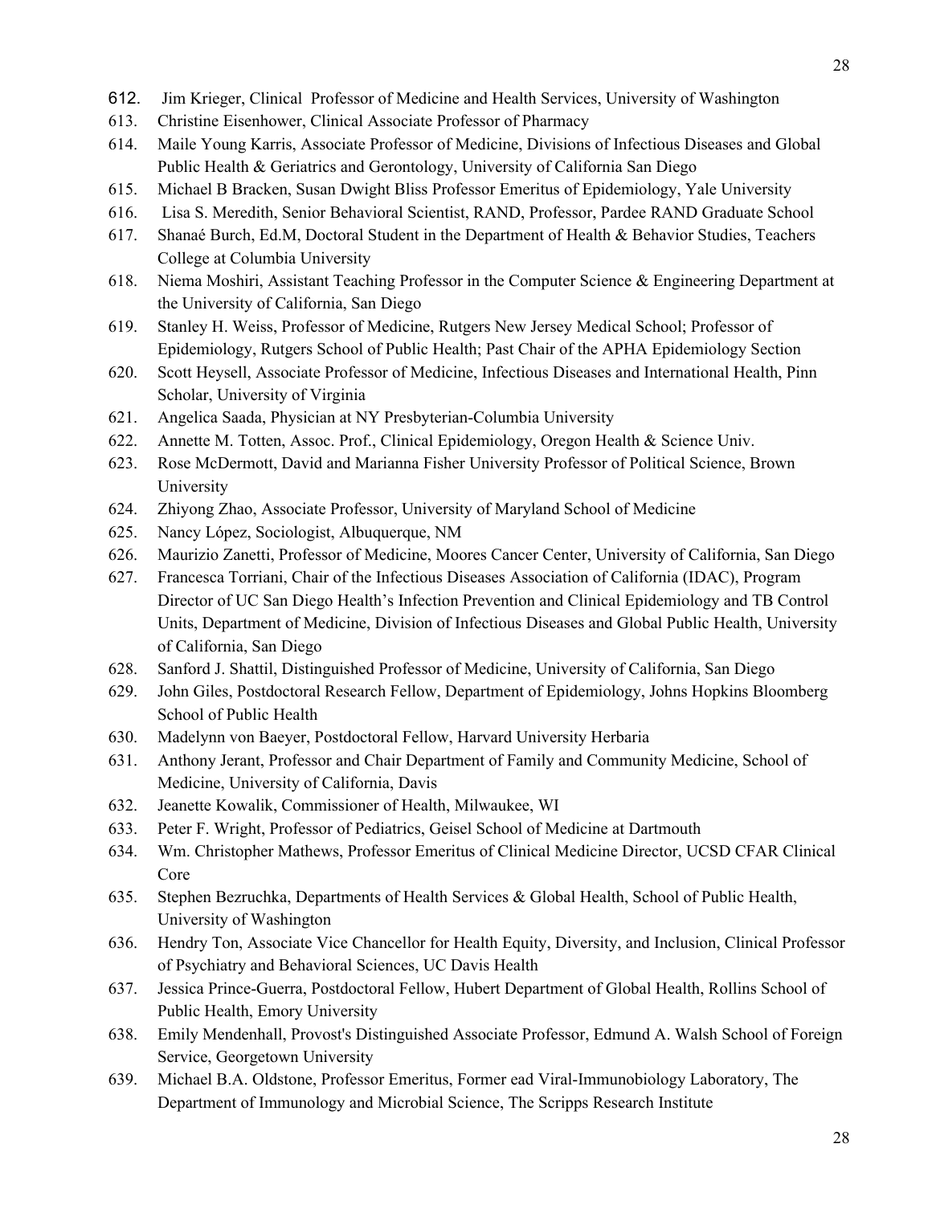612. Jim Krieger, Clinical Professor of Medicine and Health Services, University of Washington
613. Christine Eisenhower, Clinical Associate Professor of Pharmacy
614. Maile Young Karris, Associate Professor of Medicine, Divisions of Infectious Diseases and Global Public Health & Geriatrics and Gerontology, University of California San Diego
615. Michael B Bracken, Susan Dwight Bliss Professor Emeritus of Epidemiology, Yale University
616. Lisa S. Meredith, Senior Behavioral Scientist, RAND, Professor, Pardee RAND Graduate School
617. Shanaé Burch, Ed.M, Doctoral Student in the Department of Health & Behavior Studies, Teachers College at Columbia University
618. Niema Moshiri, Assistant Teaching Professor in the Computer Science & Engineering Department at the University of California, San Diego
619. Stanley H. Weiss, Professor of Medicine, Rutgers New Jersey Medical School; Professor of Epidemiology, Rutgers School of Public Health; Past Chair of the APHA Epidemiology Section
620. Scott Heysell, Associate Professor of Medicine, Infectious Diseases and International Health, Pinn Scholar, University of Virginia
621. Angelica Saada, Physician at NY Presbyterian-Columbia University
622. Annette M. Totten, Assoc. Prof., Clinical Epidemiology, Oregon Health & Science Univ.
623. Rose McDermott, David and Marianna Fisher University Professor of Political Science, Brown University
624. Zhiyong Zhao, Associate Professor, University of Maryland School of Medicine
625. Nancy López, Sociologist, Albuquerque, NM
626. Maurizio Zanetti, Professor of Medicine, Moores Cancer Center, University of California, San Diego
627. Francesca Torriani, Chair of the Infectious Diseases Association of California (IDAC), Program Director of UC San Diego Health's Infection Prevention and Clinical Epidemiology and TB Control Units, Department of Medicine, Division of Infectious Diseases and Global Public Health, University of California, San Diego
628. Sanford J. Shattil, Distinguished Professor of Medicine, University of California, San Diego
629. John Giles, Postdoctoral Research Fellow, Department of Epidemiology, Johns Hopkins Bloomberg School of Public Health
630. Madelynn von Baeyer, Postdoctoral Fellow, Harvard University Herbaria
631. Anthony Jerant, Professor and Chair Department of Family and Community Medicine, School of Medicine, University of California, Davis
632. Jeanette Kowalik, Commissioner of Health, Milwaukee, WI
633. Peter F. Wright, Professor of Pediatrics, Geisel School of Medicine at Dartmouth
634. Wm. Christopher Mathews, Professor Emeritus of Clinical Medicine Director, UCSD CFAR Clinical Core
635. Stephen Bezruchka, Departments of Health Services & Global Health, School of Public Health, University of Washington
636. Hendry Ton, Associate Vice Chancellor for Health Equity, Diversity, and Inclusion, Clinical Professor of Psychiatry and Behavioral Sciences, UC Davis Health
637. Jessica Prince-Guerra, Postdoctoral Fellow, Hubert Department of Global Health, Rollins School of Public Health, Emory University
638. Emily Mendenhall, Provost's Distinguished Associate Professor, Edmund A. Walsh School of Foreign Service, Georgetown University
639. Michael B.A. Oldstone, Professor Emeritus, Former ead Viral-Immunobiology Laboratory, The Department of Immunology and Microbial Science, The Scripps Research Institute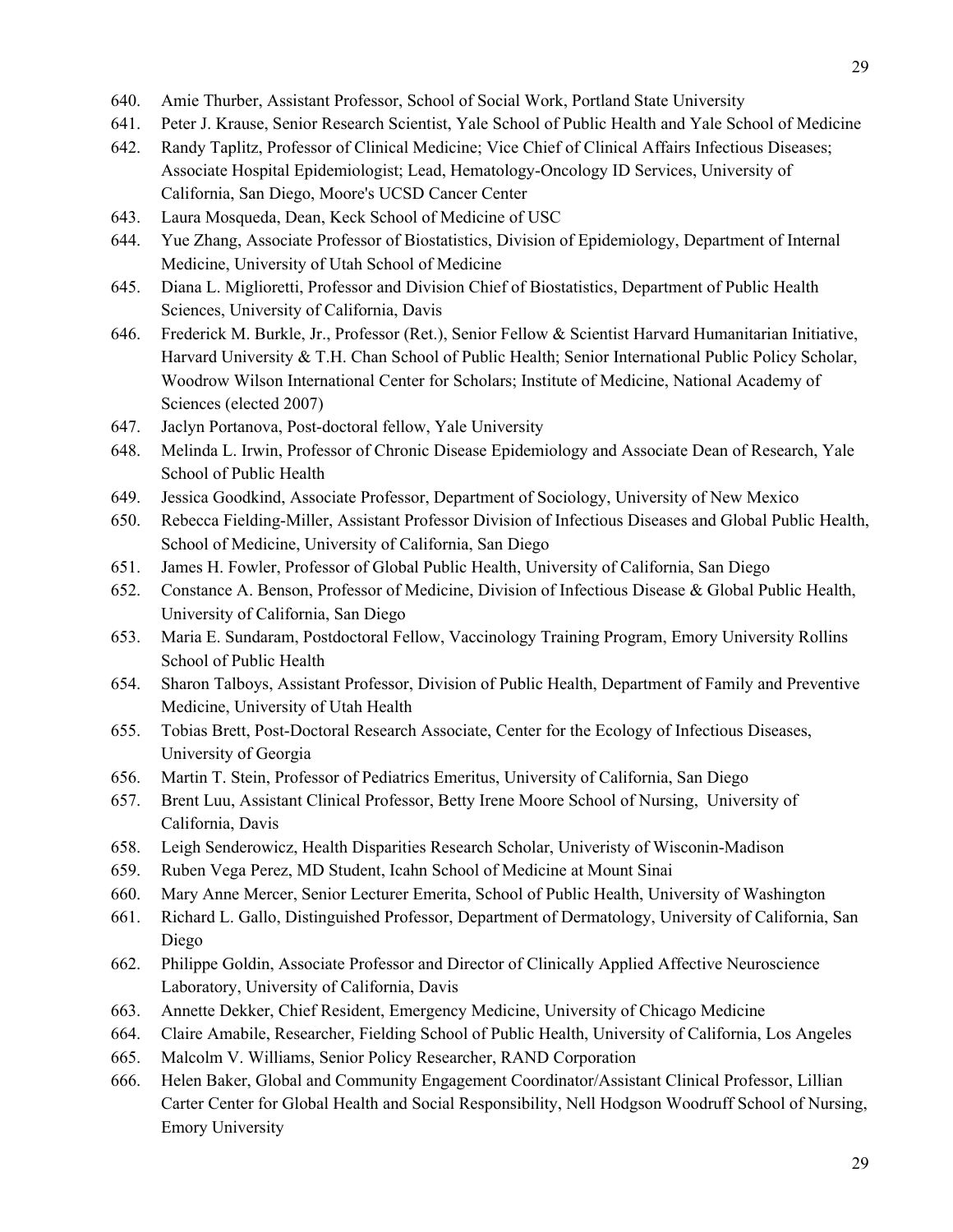640. Amie Thurber, Assistant Professor, School of Social Work, Portland State University
641. Peter J. Krause, Senior Research Scientist, Yale School of Public Health and Yale School of Medicine
642. Randy Taplitz, Professor of Clinical Medicine; Vice Chief of Clinical Affairs Infectious Diseases; Associate Hospital Epidemiologist; Lead, Hematology-Oncology ID Services, University of California, San Diego, Moore's UCSD Cancer Center
643. Laura Mosqueda, Dean, Keck School of Medicine of USC
644. Yue Zhang, Associate Professor of Biostatistics, Division of Epidemiology, Department of Internal Medicine, University of Utah School of Medicine
645. Diana L. Miglioretti, Professor and Division Chief of Biostatistics, Department of Public Health Sciences, University of California, Davis
646. Frederick M. Burkle, Jr., Professor (Ret.), Senior Fellow & Scientist Harvard Humanitarian Initiative, Harvard University & T.H. Chan School of Public Health; Senior International Public Policy Scholar, Woodrow Wilson International Center for Scholars; Institute of Medicine, National Academy of Sciences (elected 2007)
647. Jaclyn Portanova, Post-doctoral fellow, Yale University
648. Melinda L. Irwin, Professor of Chronic Disease Epidemiology and Associate Dean of Research, Yale School of Public Health
649. Jessica Goodkind, Associate Professor, Department of Sociology, University of New Mexico
650. Rebecca Fielding-Miller, Assistant Professor Division of Infectious Diseases and Global Public Health, School of Medicine, University of California, San Diego
651. James H. Fowler, Professor of Global Public Health, University of California, San Diego
652. Constance A. Benson, Professor of Medicine, Division of Infectious Disease & Global Public Health, University of California, San Diego
653. Maria E. Sundaram, Postdoctoral Fellow, Vaccinology Training Program, Emory University Rollins School of Public Health
654. Sharon Talboys, Assistant Professor, Division of Public Health, Department of Family and Preventive Medicine, University of Utah Health
655. Tobias Brett, Post-Doctoral Research Associate, Center for the Ecology of Infectious Diseases, University of Georgia
656. Martin T. Stein, Professor of Pediatrics Emeritus, University of California, San Diego
657. Brent Luu, Assistant Clinical Professor, Betty Irene Moore School of Nursing, University of California, Davis
658. Leigh Senderowicz, Health Disparities Research Scholar, Univeristy of Wisconin-Madison
659. Ruben Vega Perez, MD Student, Icahn School of Medicine at Mount Sinai
660. Mary Anne Mercer, Senior Lecturer Emerita, School of Public Health, University of Washington
661. Richard L. Gallo, Distinguished Professor, Department of Dermatology, University of California, San Diego
662. Philippe Goldin, Associate Professor and Director of Clinically Applied Affective Neuroscience Laboratory, University of California, Davis
663. Annette Dekker, Chief Resident, Emergency Medicine, University of Chicago Medicine
664. Claire Amabile, Researcher, Fielding School of Public Health, University of California, Los Angeles
665. Malcolm V. Williams, Senior Policy Researcher, RAND Corporation
666. Helen Baker, Global and Community Engagement Coordinator/Assistant Clinical Professor, Lillian Carter Center for Global Health and Social Responsibility, Nell Hodgson Woodruff School of Nursing, Emory University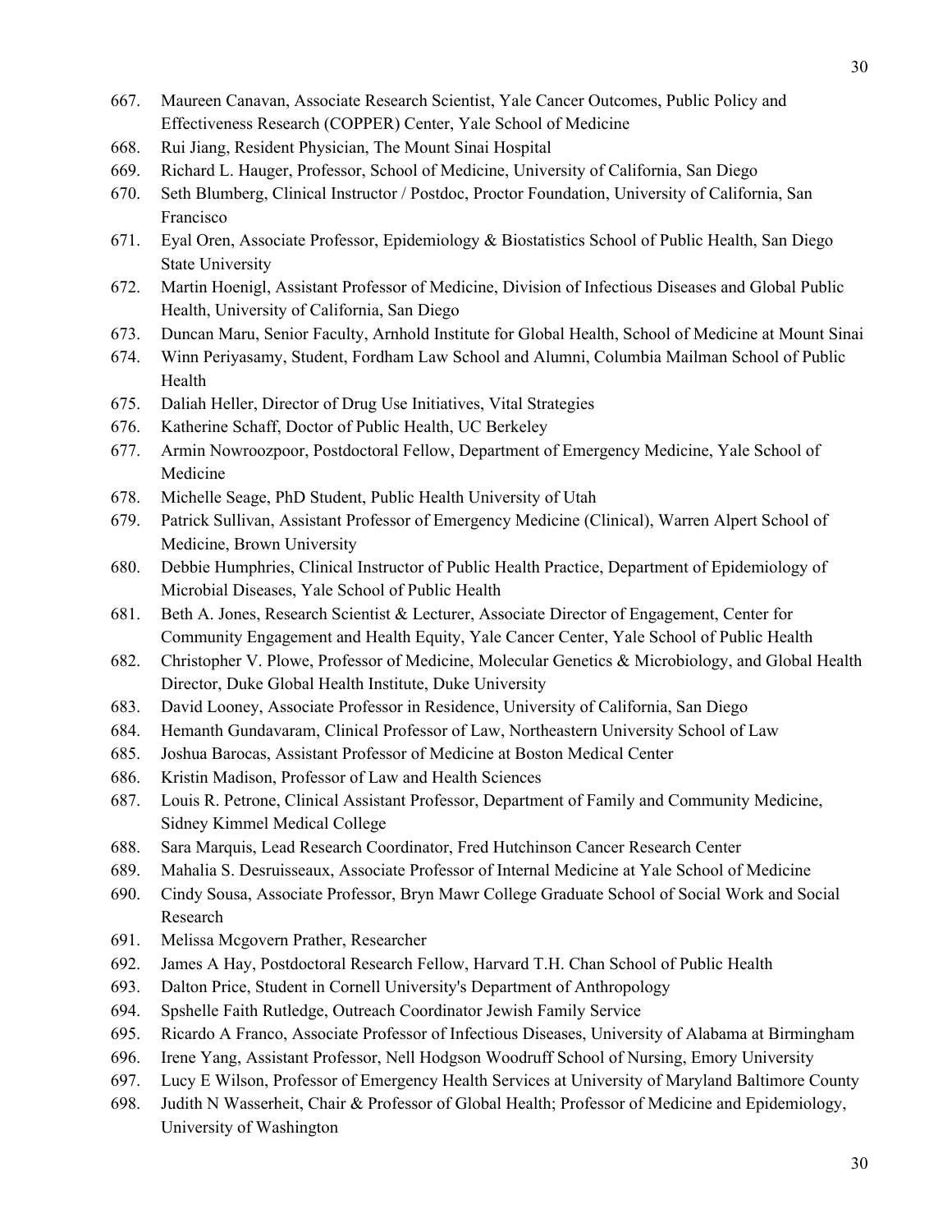667. Maureen Canavan, Associate Research Scientist, Yale Cancer Outcomes, Public Policy and Effectiveness Research (COPPER) Center, Yale School of Medicine
668. Rui Jiang, Resident Physician, The Mount Sinai Hospital
669. Richard L. Hauger, Professor, School of Medicine, University of California, San Diego
670. Seth Blumberg, Clinical Instructor / Postdoc, Proctor Foundation, University of California, San Francisco
671. Eyal Oren, Associate Professor, Epidemiology & Biostatistics School of Public Health, San Diego State University
672. Martin Hoenigl, Assistant Professor of Medicine, Division of Infectious Diseases and Global Public Health, University of California, San Diego
673. Duncan Maru, Senior Faculty, Arnhold Institute for Global Health, School of Medicine at Mount Sinai
674. Winn Periyasamy, Student, Fordham Law School and Alumni, Columbia Mailman School of Public Health
675. Daliah Heller, Director of Drug Use Initiatives, Vital Strategies
676. Katherine Schaff, Doctor of Public Health, UC Berkeley
677. Armin Nowroozpoor, Postdoctoral Fellow, Department of Emergency Medicine, Yale School of Medicine
678. Michelle Seage, PhD Student, Public Health University of Utah
679. Patrick Sullivan, Assistant Professor of Emergency Medicine (Clinical), Warren Alpert School of Medicine, Brown University
680. Debbie Humphries, Clinical Instructor of Public Health Practice, Department of Epidemiology of Microbial Diseases, Yale School of Public Health
681. Beth A. Jones, Research Scientist & Lecturer, Associate Director of Engagement, Center for Community Engagement and Health Equity, Yale Cancer Center, Yale School of Public Health
682. Christopher V. Plowe, Professor of Medicine, Molecular Genetics & Microbiology, and Global Health Director, Duke Global Health Institute, Duke University
683. David Looney, Associate Professor in Residence, University of California, San Diego
684. Hemanth Gundavaram, Clinical Professor of Law, Northeastern University School of Law
685. Joshua Barocas, Assistant Professor of Medicine at Boston Medical Center
686. Kristin Madison, Professor of Law and Health Sciences
687. Louis R. Petrone, Clinical Assistant Professor, Department of Family and Community Medicine, Sidney Kimmel Medical College
688. Sara Marquis, Lead Research Coordinator, Fred Hutchinson Cancer Research Center
689. Mahalia S. Desruisseaux, Associate Professor of Internal Medicine at Yale School of Medicine
690. Cindy Sousa, Associate Professor, Bryn Mawr College Graduate School of Social Work and Social Research
691. Melissa Mcgovern Prather, Researcher
692. James A Hay, Postdoctoral Research Fellow, Harvard T.H. Chan School of Public Health
693. Dalton Price, Student in Cornell University's Department of Anthropology
694. Spshelle Faith Rutledge, Outreach Coordinator Jewish Family Service
695. Ricardo A Franco, Associate Professor of Infectious Diseases, University of Alabama at Birmingham
696. Irene Yang, Assistant Professor, Nell Hodgson Woodruff School of Nursing, Emory University
697. Lucy E Wilson, Professor of Emergency Health Services at University of Maryland Baltimore County
698. Judith N Wasserheit, Chair & Professor of Global Health; Professor of Medicine and Epidemiology, University of Washington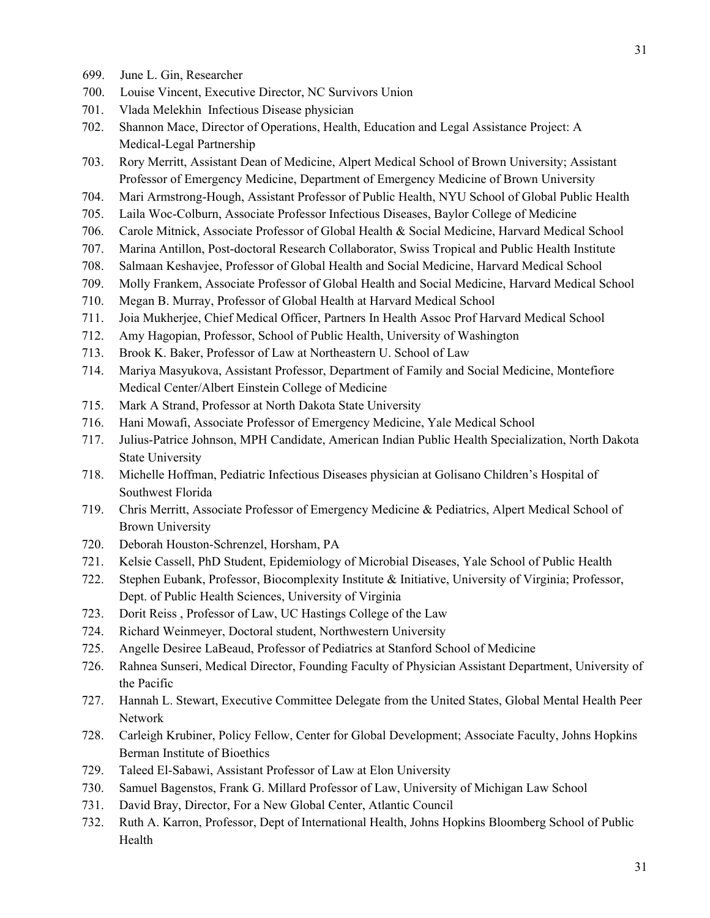699. June L. Gin, Researcher
700. Louise Vincent, Executive Director, NC Survivors Union
701. Vlada Melekhin Infectious Disease physician
702. Shannon Mace, Director of Operations, Health, Education and Legal Assistance Project: A Medical-Legal Partnership
703. Rory Merritt, Assistant Dean of Medicine, Alpert Medical School of Brown University; Assistant Professor of Emergency Medicine, Department of Emergency Medicine of Brown University
704. Mari Armstrong-Hough, Assistant Professor of Public Health, NYU School of Global Public Health
705. Laila Woc-Colburn, Associate Professor Infectious Diseases, Baylor College of Medicine
706. Carole Mitnick, Associate Professor of Global Health & Social Medicine, Harvard Medical School
707. Marina Antillon, Post-doctoral Research Collaborator, Swiss Tropical and Public Health Institute
708. Salmaan Keshavjee, Professor of Global Health and Social Medicine, Harvard Medical School
709. Molly Frankem, Associate Professor of Global Health and Social Medicine, Harvard Medical School
710. Megan B. Murray, Professor of Global Health at Harvard Medical School
711. Joia Mukherjee, Chief Medical Officer, Partners In Health Assoc Prof Harvard Medical School
712. Amy Hagopian, Professor, School of Public Health, University of Washington
713. Brook K. Baker, Professor of Law at Northeastern U. School of Law
714. Mariya Masyukova, Assistant Professor, Department of Family and Social Medicine, Montefiore Medical Center/Albert Einstein College of Medicine
715. Mark A Strand, Professor at North Dakota State University
716. Hani Mowafi, Associate Professor of Emergency Medicine, Yale Medical School
717. Julius-Patrice Johnson, MPH Candidate, American Indian Public Health Specialization, North Dakota State University
718. Michelle Hoffman, Pediatric Infectious Diseases physician at Golisano Children's Hospital of Southwest Florida
719. Chris Merritt, Associate Professor of Emergency Medicine & Pediatrics, Alpert Medical School of Brown University
720. Deborah Houston-Schrenzel, Horsham, PA
721. Kelsie Cassell, PhD Student, Epidemiology of Microbial Diseases, Yale School of Public Health
722. Stephen Eubank, Professor, Biocomplexity Institute & Initiative, University of Virginia; Professor, Dept. of Public Health Sciences, University of Virginia
723. Dorit Reiss , Professor of Law, UC Hastings College of the Law
724. Richard Weinmeyer, Doctoral student, Northwestern University
725. Angelle Desiree LaBeaud, Professor of Pediatrics at Stanford School of Medicine
726. Rahnea Sunseri, Medical Director, Founding Faculty of Physician Assistant Department, University of the Pacific
727. Hannah L. Stewart, Executive Committee Delegate from the United States, Global Mental Health Peer Network
728. Carleigh Krubiner, Policy Fellow, Center for Global Development; Associate Faculty, Johns Hopkins Berman Institute of Bioethics
729. Taleed El-Sabawi, Assistant Professor of Law at Elon University
730. Samuel Bagenstos, Frank G. Millard Professor of Law, University of Michigan Law School
731. David Bray, Director, For a New Global Center, Atlantic Council
732. Ruth A. Karron, Professor, Dept of International Health, Johns Hopkins Bloomberg School of Public Health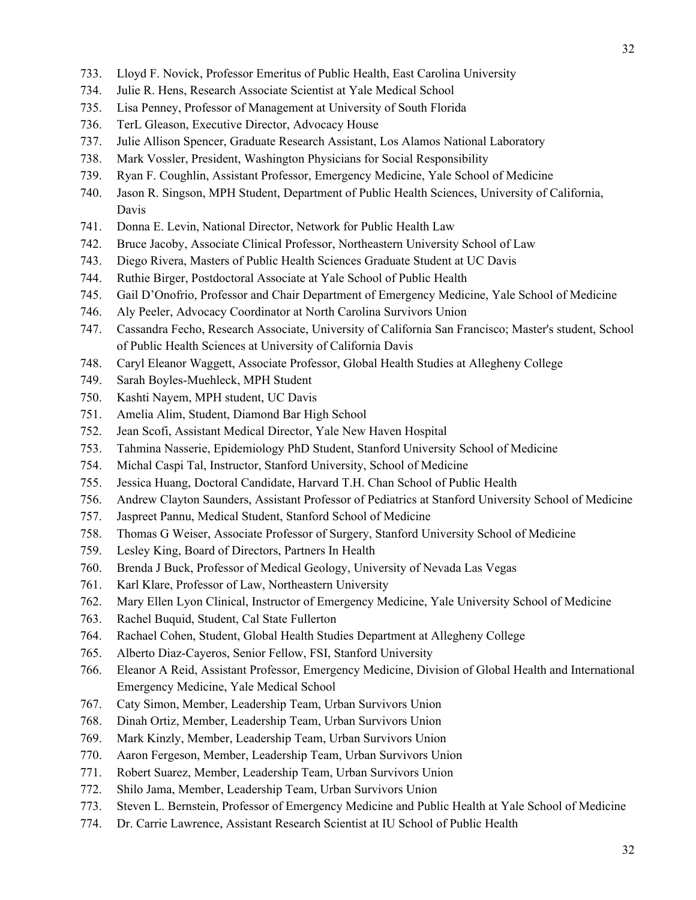733. Lloyd F. Novick, Professor Emeritus of Public Health, East Carolina University
734. Julie R. Hens, Research Associate Scientist at Yale Medical School
735. Lisa Penney, Professor of Management at University of South Florida
736. TerL Gleason, Executive Director, Advocacy House
737. Julie Allison Spencer, Graduate Research Assistant, Los Alamos National Laboratory
738. Mark Vossler, President, Washington Physicians for Social Responsibility
739. Ryan F. Coughlin, Assistant Professor, Emergency Medicine, Yale School of Medicine
740. Jason R. Singson, MPH Student, Department of Public Health Sciences, University of California, Davis
741. Donna E. Levin, National Director, Network for Public Health Law
742. Bruce Jacoby, Associate Clinical Professor, Northeastern University School of Law
743. Diego Rivera, Masters of Public Health Sciences Graduate Student at UC Davis
744. Ruthie Birger, Postdoctoral Associate at Yale School of Public Health
745. Gail D'Onofrio, Professor and Chair Department of Emergency Medicine, Yale School of Medicine
746. Aly Peeler, Advocacy Coordinator at North Carolina Survivors Union
747. Cassandra Fecho, Research Associate, University of California San Francisco; Master's student, School of Public Health Sciences at University of California Davis
748. Caryl Eleanor Waggett, Associate Professor, Global Health Studies at Allegheny College
749. Sarah Boyles-Muehleck, MPH Student
750. Kashti Nayem, MPH student, UC Davis
751. Amelia Alim, Student, Diamond Bar High School
752. Jean Scofi, Assistant Medical Director, Yale New Haven Hospital
753. Tahmina Nasserie, Epidemiology PhD Student, Stanford University School of Medicine
754. Michal Caspi Tal, Instructor, Stanford University, School of Medicine
755. Jessica Huang, Doctoral Candidate, Harvard T.H. Chan School of Public Health
756. Andrew Clayton Saunders, Assistant Professor of Pediatrics at Stanford University School of Medicine
757. Jaspreet Pannu, Medical Student, Stanford School of Medicine
758. Thomas G Weiser, Associate Professor of Surgery, Stanford University School of Medicine
759. Lesley King, Board of Directors, Partners In Health
760. Brenda J Buck, Professor of Medical Geology, University of Nevada Las Vegas
761. Karl Klare, Professor of Law, Northeastern University
762. Mary Ellen Lyon Clinical, Instructor of Emergency Medicine, Yale University School of Medicine
763. Rachel Buquid, Student, Cal State Fullerton
764. Rachael Cohen, Student, Global Health Studies Department at Allegheny College
765. Alberto Diaz-Cayeros, Senior Fellow, FSI, Stanford University
766. Eleanor A Reid, Assistant Professor, Emergency Medicine, Division of Global Health and International Emergency Medicine, Yale Medical School
767. Caty Simon, Member, Leadership Team, Urban Survivors Union
768. Dinah Ortiz, Member, Leadership Team, Urban Survivors Union
769. Mark Kinzly, Member, Leadership Team, Urban Survivors Union
770. Aaron Fergeson, Member, Leadership Team, Urban Survivors Union
771. Robert Suarez, Member, Leadership Team, Urban Survivors Union
772. Shilo Jama, Member, Leadership Team, Urban Survivors Union
773. Steven L. Bernstein, Professor of Emergency Medicine and Public Health at Yale School of Medicine
774. Dr. Carrie Lawrence, Assistant Research Scientist at IU School of Public Health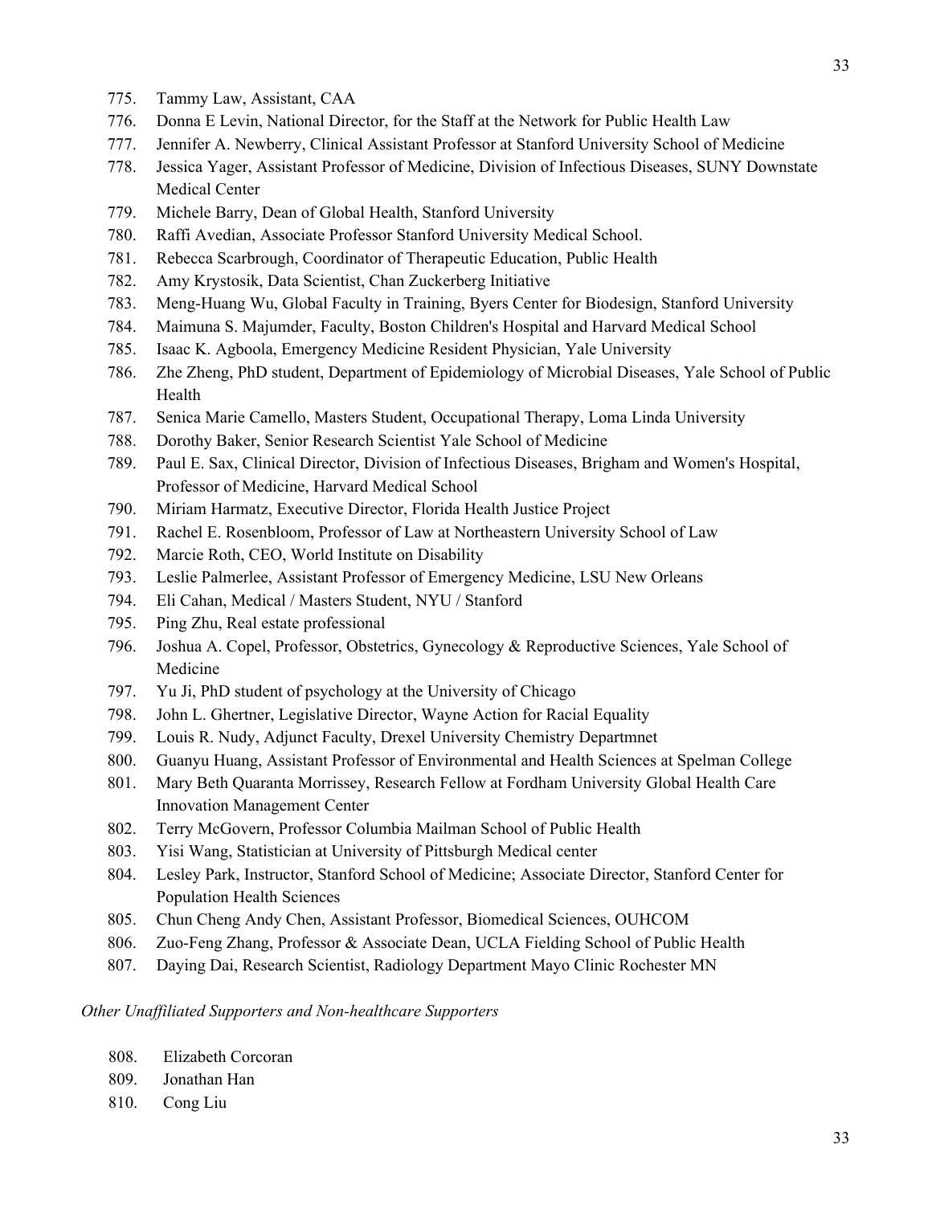775. Tammy Law, Assistant, CAA
776. Donna E Levin, National Director, for the Staff at the Network for Public Health Law
777. Jennifer A. Newberry, Clinical Assistant Professor at Stanford University School of Medicine
778. Jessica Yager, Assistant Professor of Medicine, Division of Infectious Diseases, SUNY Downstate Medical Center
779. Michele Barry, Dean of Global Health, Stanford University
780. Raffi Avedian, Associate Professor Stanford University Medical School.
781. Rebecca Scarbrough, Coordinator of Therapeutic Education, Public Health
782. Amy Krystosik, Data Scientist, Chan Zuckerberg Initiative
783. Meng-Huang Wu, Global Faculty in Training, Byers Center for Biodesign, Stanford University
784. Maimuna S. Majumder, Faculty, Boston Children's Hospital and Harvard Medical School
785. Isaac K. Agboola, Emergency Medicine Resident Physician, Yale University
786. Zhe Zheng, PhD student, Department of Epidemiology of Microbial Diseases, Yale School of Public Health
787. Senica Marie Camello, Masters Student, Occupational Therapy, Loma Linda University
788. Dorothy Baker, Senior Research Scientist Yale School of Medicine
789. Paul E. Sax, Clinical Director, Division of Infectious Diseases, Brigham and Women's Hospital, Professor of Medicine, Harvard Medical School
790. Miriam Harmatz, Executive Director, Florida Health Justice Project
791. Rachel E. Rosenbloom, Professor of Law at Northeastern University School of Law
792. Marcie Roth, CEO, World Institute on Disability
793. Leslie Palmerlee, Assistant Professor of Emergency Medicine, LSU New Orleans
794. Eli Cahan, Medical / Masters Student, NYU / Stanford
795. Ping Zhu, Real estate professional
796. Joshua A. Copel, Professor, Obstetrics, Gynecology & Reproductive Sciences, Yale School of Medicine
797. Yu Ji, PhD student of psychology at the University of Chicago
798. John L. Ghertner, Legislative Director, Wayne Action for Racial Equality
799. Louis R. Nudy, Adjunct Faculty, Drexel University Chemistry Departmnet
800. Guanyu Huang, Assistant Professor of Environmental and Health Sciences at Spelman College
801. Mary Beth Quaranta Morrissey, Research Fellow at Fordham University Global Health Care Innovation Management Center
802. Terry McGovern, Professor Columbia Mailman School of Public Health
803. Yisi Wang, Statistician at University of Pittsburgh Medical center
804. Lesley Park, Instructor, Stanford School of Medicine; Associate Director, Stanford Center for Population Health Sciences
805. Chun Cheng Andy Chen, Assistant Professor, Biomedical Sciences, OUHCOM
806. Zuo-Feng Zhang, Professor & Associate Dean, UCLA Fielding School of Public Health
807. Daying Dai, Research Scientist, Radiology Department Mayo Clinic Rochester MN

*Other Unaffiliated Supporters and Non-healthcare Supporters*

808. Elizabeth Corcoran
809. Jonathan Han
810. Cong Liu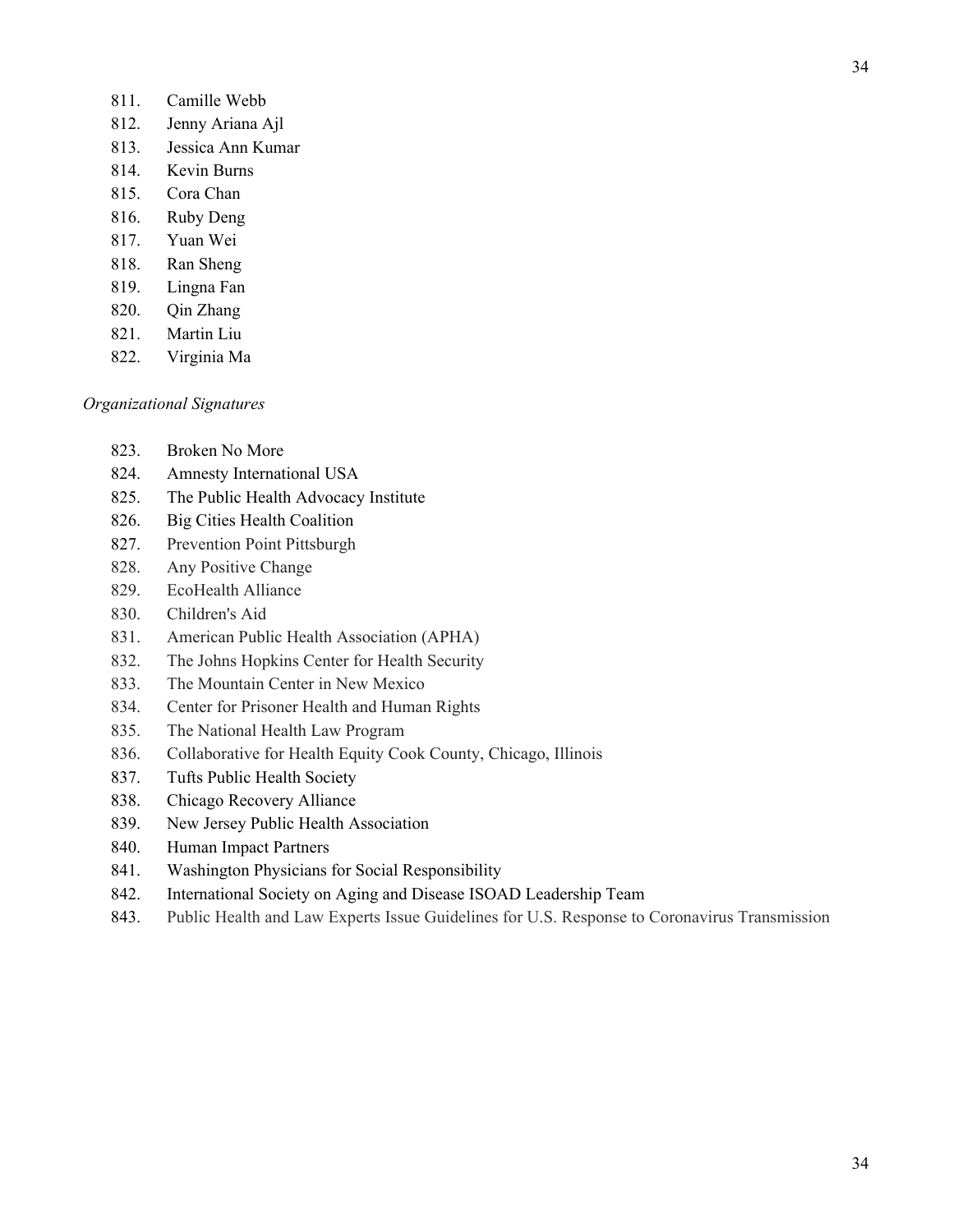811. Camille Webb
812. Jenny Ariana Ajl
813. Jessica Ann Kumar
814. Kevin Burns
815. Cora Chan
816. Ruby Deng
817. Yuan Wei
818. Ran Sheng
819. Lingna Fan
820. Qin Zhang
821. Martin Liu
822. Virginia Ma

*Organizational Signatures*

823. Broken No More
824. Amnesty International USA
825. The Public Health Advocacy Institute
826. Big Cities Health Coalition
827. Prevention Point Pittsburgh
828. Any Positive Change
829. EcoHealth Alliance
830. Children's Aid
831. American Public Health Association (APHA)
832. The Johns Hopkins Center for Health Security
833. The Mountain Center in New Mexico
834. Center for Prisoner Health and Human Rights
835. The National Health Law Program
836. Collaborative for Health Equity Cook County, Chicago, Illinois
837. Tufts Public Health Society
838. Chicago Recovery Alliance
839. New Jersey Public Health Association
840. Human Impact Partners
841. Washington Physicians for Social Responsibility
842. International Society on Aging and Disease ISOAD Leadership Team
843. Public Health and Law Experts Issue Guidelines for U.S. Response to Coronavirus Transmission